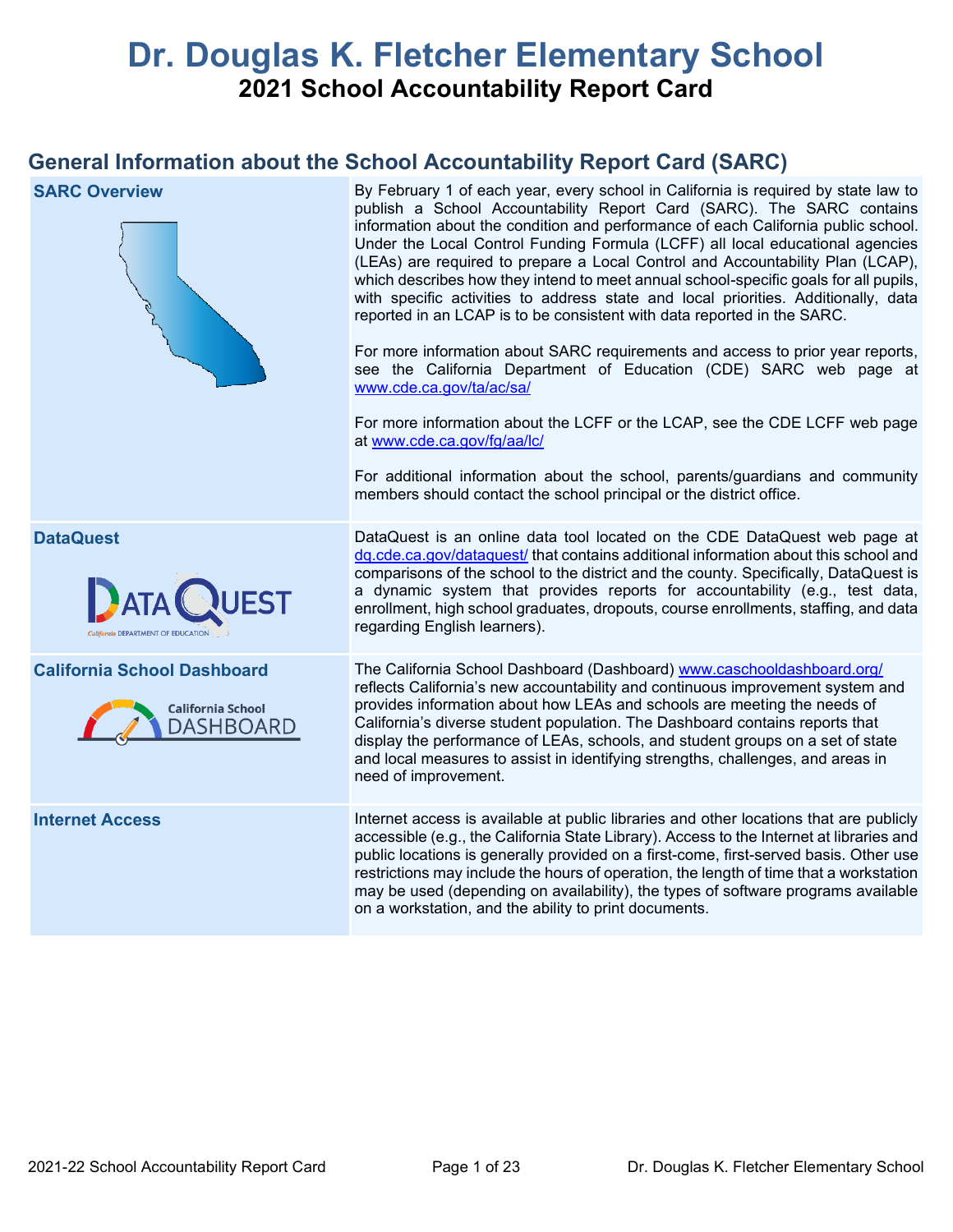# Dr. Douglas K. Fletcher Elementary School

## 2021 School Accountability Report Card

## General Information about the School Accountability Report Card (SARC)

| | |
|---|---|
| **SARC Overview** | By February 1 of each year, every school in California is required by state law to publish a School Accountability Report Card (SARC). The SARC contains information about the condition and performance of each California public school. Under the Local Control Funding Formula (LCFF) all local educational agencies (LEAs) are required to prepare a Local Control and Accountability Plan (LCAP), which describes how they intend to meet annual school-specific goals for all pupils, with specific activities to address state and local priorities. Additionally, data reported in an LCAP is to be consistent with data reported in the SARC.<br><br>For more information about SARC requirements and access to prior year reports, see the California Department of Education (CDE) SARC web page at www.cde.ca.gov/ta/ac/sa/<br><br>For more information about the LCFF or the LCAP, see the CDE LCFF web page at www.cde.ca.gov/fg/aa/lc/<br><br>For additional information about the school, parents/guardians and community members should contact the school principal or the district office. |
| **DataQuest** | DataQuest is an online data tool located on the CDE DataQuest web page at dq.cde.ca.gov/dataquest/ that contains additional information about this school and comparisons of the school to the district and the county. Specifically, DataQuest is a dynamic system that provides reports for accountability (e.g., test data, enrollment, high school graduates, dropouts, course enrollments, staffing, and data regarding English learners). |
| **California School Dashboard** | The California School Dashboard (Dashboard) www.caschooldashboard.org/ reflects California's new accountability and continuous improvement system and provides information about how LEAs and schools are meeting the needs of California's diverse student population. The Dashboard contains reports that display the performance of LEAs, schools, and student groups on a set of state and local measures to assist in identifying strengths, challenges, and areas in need of improvement. |
| **Internet Access** | Internet access is available at public libraries and other locations that are publicly accessible (e.g., the California State Library). Access to the Internet at libraries and public locations is generally provided on a first-come, first-served basis. Other use restrictions may include the hours of operation, the length of time that a workstation may be used (depending on availability), the types of software programs available on a workstation, and the ability to print documents. |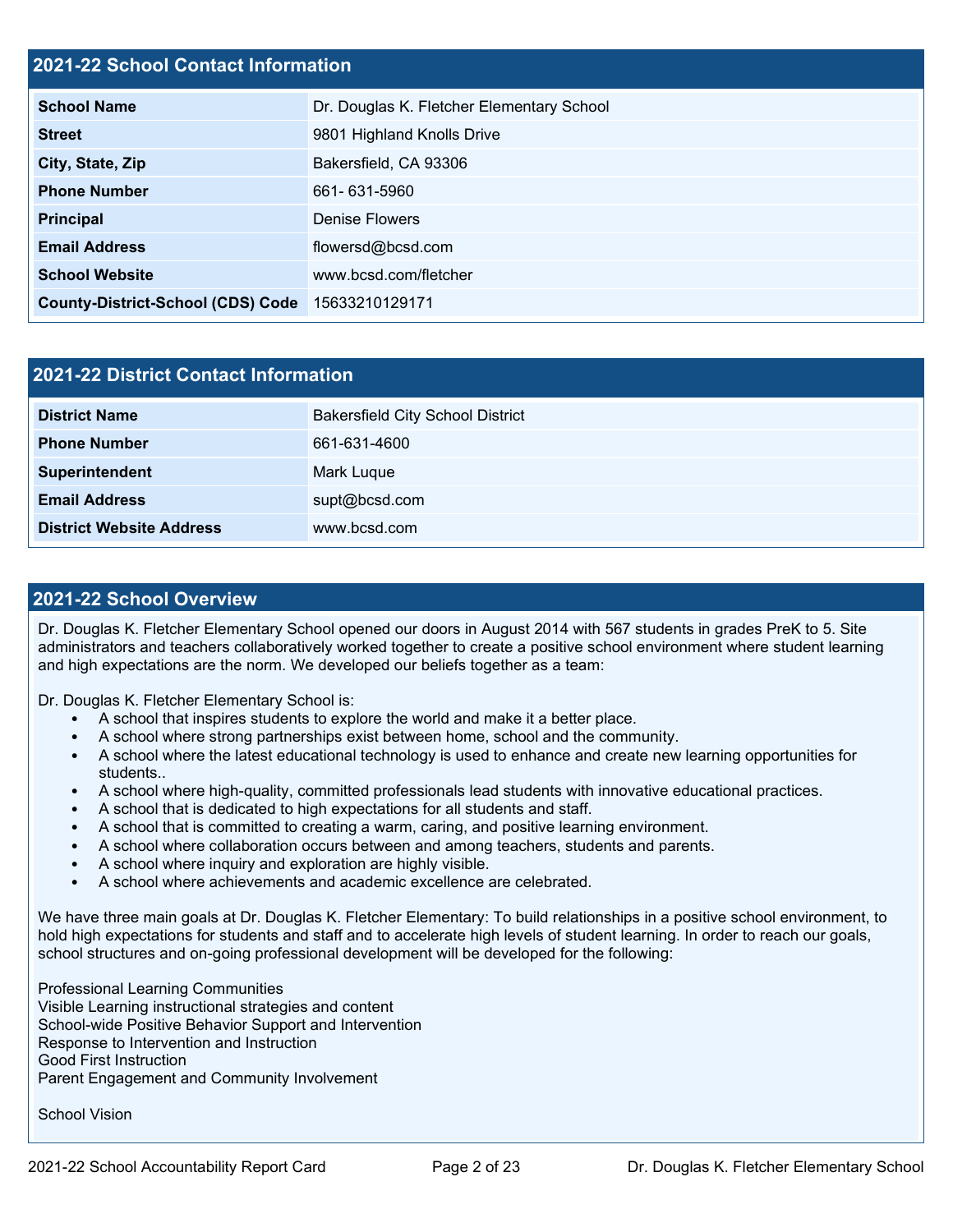## 2021-22 School Contact Information

| **School Name** | Dr. Douglas K. Fletcher Elementary School |
|---|---|
| **Street** | 9801 Highland Knolls Drive |
| **City, State, Zip** | Bakersfield, CA 93306 |
| **Phone Number** | 661- 631-5960 |
| **Principal** | Denise Flowers |
| **Email Address** | flowersd@bcsd.com |
| **School Website** | www.bcsd.com/fletcher |
| **County-District-School (CDS) Code** | 15633210129171 |

## 2021-22 District Contact Information

| **District Name** | Bakersfield City School District |
|---|---|
| **Phone Number** | 661-631-4600 |
| **Superintendent** | Mark Luque |
| **Email Address** | supt@bcsd.com |
| **District Website Address** | www.bcsd.com |

## 2021-22 School Overview

Dr. Douglas K. Fletcher Elementary School opened our doors in August 2014 with 567 students in grades PreK to 5. Site administrators and teachers collaboratively worked together to create a positive school environment where student learning and high expectations are the norm. We developed our beliefs together as a team:

Dr. Douglas K. Fletcher Elementary School is:

- A school that inspires students to explore the world and make it a better place.
- A school where strong partnerships exist between home, school and the community.
- A school where the latest educational technology is used to enhance and create new learning opportunities for students..
- A school where high-quality, committed professionals lead students with innovative educational practices.
- A school that is dedicated to high expectations for all students and staff.
- A school that is committed to creating a warm, caring, and positive learning environment.
- A school where collaboration occurs between and among teachers, students and parents.
- A school where inquiry and exploration are highly visible.
- A school where achievements and academic excellence are celebrated.

We have three main goals at Dr. Douglas K. Fletcher Elementary: To build relationships in a positive school environment, to hold high expectations for students and staff and to accelerate high levels of student learning. In order to reach our goals, school structures and on-going professional development will be developed for the following:

Professional Learning Communities
Visible Learning instructional strategies and content
School-wide Positive Behavior Support and Intervention
Response to Intervention and Instruction
Good First Instruction
Parent Engagement and Community Involvement

School Vision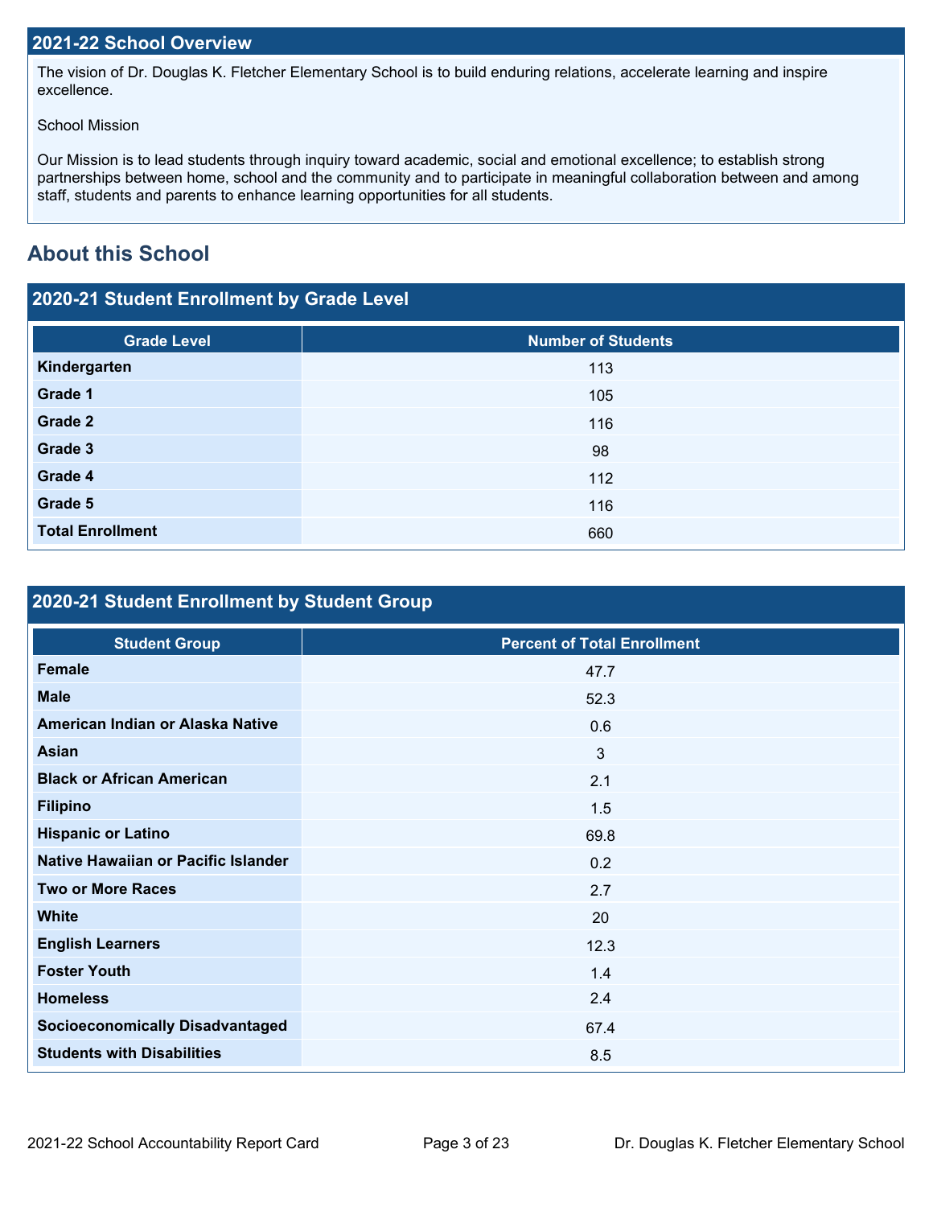## 2021-22 School Overview

The vision of Dr. Douglas K. Fletcher Elementary School is to build enduring relations, accelerate learning and inspire excellence.

School Mission

Our Mission is to lead students through inquiry toward academic, social and emotional excellence; to establish strong partnerships between home, school and the community and to participate in meaningful collaboration between and among staff, students and parents to enhance learning opportunities for all students.

# About this School

## 2020-21 Student Enrollment by Grade Level

| Grade Level | Number of Students |
| --- | --- |
| **Kindergarten** | 113 |
| **Grade 1** | 105 |
| **Grade 2** | 116 |
| **Grade 3** | 98 |
| **Grade 4** | 112 |
| **Grade 5** | 116 |
| **Total Enrollment** | 660 |

## 2020-21 Student Enrollment by Student Group

| Student Group | Percent of Total Enrollment |
| --- | --- |
| **Female** | 47.7 |
| **Male** | 52.3 |
| **American Indian or Alaska Native** | 0.6 |
| **Asian** | 3 |
| **Black or African American** | 2.1 |
| **Filipino** | 1.5 |
| **Hispanic or Latino** | 69.8 |
| **Native Hawaiian or Pacific Islander** | 0.2 |
| **Two or More Races** | 2.7 |
| **White** | 20 |
| **English Learners** | 12.3 |
| **Foster Youth** | 1.4 |
| **Homeless** | 2.4 |
| **Socioeconomically Disadvantaged** | 67.4 |
| **Students with Disabilities** | 8.5 |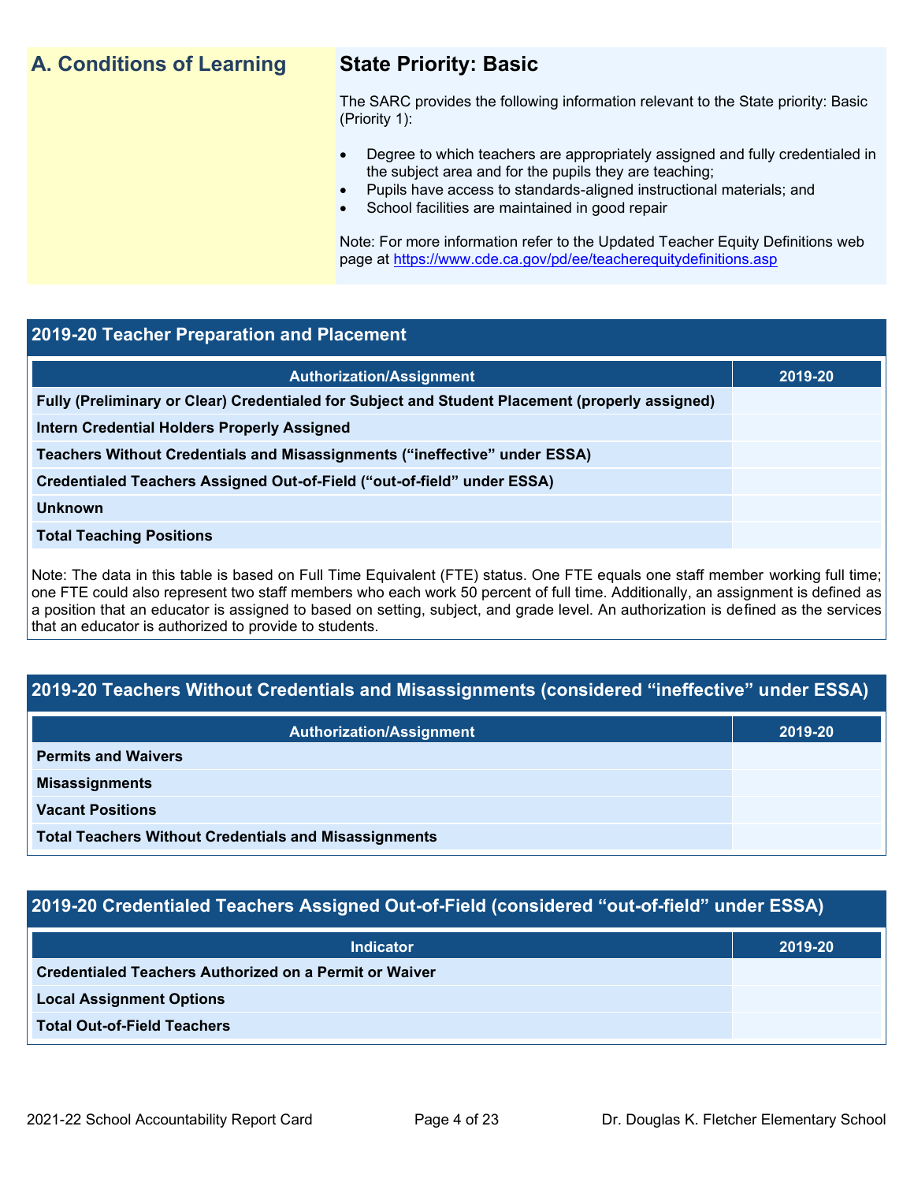## A. Conditions of Learning

### State Priority: Basic

The SARC provides the following information relevant to the State priority: Basic (Priority 1):

- Degree to which teachers are appropriately assigned and fully credentialed in the subject area and for the pupils they are teaching;
- Pupils have access to standards-aligned instructional materials; and
- School facilities are maintained in good repair

Note: For more information refer to the Updated Teacher Equity Definitions web page at https://www.cde.ca.gov/pd/ee/teacherequitydefinitions.asp

## 2019-20 Teacher Preparation and Placement

| Authorization/Assignment | 2019-20 |
| --- | --- |
| Fully (Preliminary or Clear) Credentialed for Subject and Student Placement (properly assigned) | |
| Intern Credential Holders Properly Assigned | |
| Teachers Without Credentials and Misassignments ("ineffective" under ESSA) | |
| Credentialed Teachers Assigned Out-of-Field ("out-of-field" under ESSA) | |
| Unknown | |
| Total Teaching Positions | |

Note: The data in this table is based on Full Time Equivalent (FTE) status. One FTE equals one staff member working full time; one FTE could also represent two staff members who each work 50 percent of full time. Additionally, an assignment is defined as a position that an educator is assigned to based on setting, subject, and grade level. An authorization is defined as the services that an educator is authorized to provide to students.

## 2019-20 Teachers Without Credentials and Misassignments (considered "ineffective" under ESSA)

| Authorization/Assignment | 2019-20 |
| --- | --- |
| Permits and Waivers | |
| Misassignments | |
| Vacant Positions | |
| Total Teachers Without Credentials and Misassignments | |

## 2019-20 Credentialed Teachers Assigned Out-of-Field (considered "out-of-field" under ESSA)

| Indicator | 2019-20 |
| --- | --- |
| Credentialed Teachers Authorized on a Permit or Waiver | |
| Local Assignment Options | |
| Total Out-of-Field Teachers | |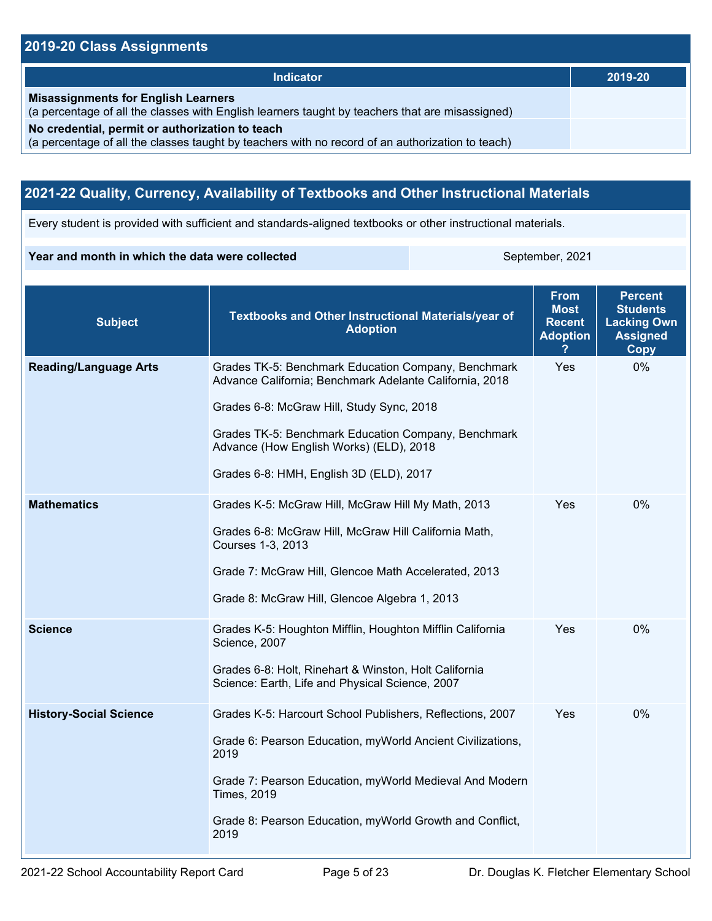## 2019-20 Class Assignments

| Indicator | 2019-20 |
| --- | --- |
| **Misassignments for English Learners** (a percentage of all the classes with English learners taught by teachers that are misassigned) | |
| **No credential, permit or authorization to teach** (a percentage of all the classes taught by teachers with no record of an authorization to teach) | |

## 2021-22 Quality, Currency, Availability of Textbooks and Other Instructional Materials

Every student is provided with sufficient and standards-aligned textbooks or other instructional materials.

| Year and month in which the data were collected | September, 2021 |
| --- | --- |

| Subject | Textbooks and Other Instructional Materials/year of Adoption | From Most Recent Adoption ? | Percent Students Lacking Own Assigned Copy |
| --- | --- | --- | --- |
| **Reading/Language Arts** | Grades TK-5: Benchmark Education Company, Benchmark Advance California; Benchmark Adelante California, 2018<br><br>Grades 6-8: McGraw Hill, Study Sync, 2018<br><br>Grades TK-5: Benchmark Education Company, Benchmark Advance (How English Works) (ELD), 2018<br><br>Grades 6-8: HMH, English 3D (ELD), 2017 | Yes | 0% |
| **Mathematics** | Grades K-5: McGraw Hill, McGraw Hill My Math, 2013<br><br>Grades 6-8: McGraw Hill, McGraw Hill California Math, Courses 1-3, 2013<br><br>Grade 7: McGraw Hill, Glencoe Math Accelerated, 2013<br><br>Grade 8: McGraw Hill, Glencoe Algebra 1, 2013 | Yes | 0% |
| **Science** | Grades K-5: Houghton Mifflin, Houghton Mifflin California Science, 2007<br><br>Grades 6-8: Holt, Rinehart & Winston, Holt California Science: Earth, Life and Physical Science, 2007 | Yes | 0% |
| **History-Social Science** | Grades K-5: Harcourt School Publishers, Reflections, 2007<br><br>Grade 6: Pearson Education, myWorld Ancient Civilizations, 2019<br><br>Grade 7: Pearson Education, myWorld Medieval And Modern Times, 2019<br><br>Grade 8: Pearson Education, myWorld Growth and Conflict, 2019 | Yes | 0% |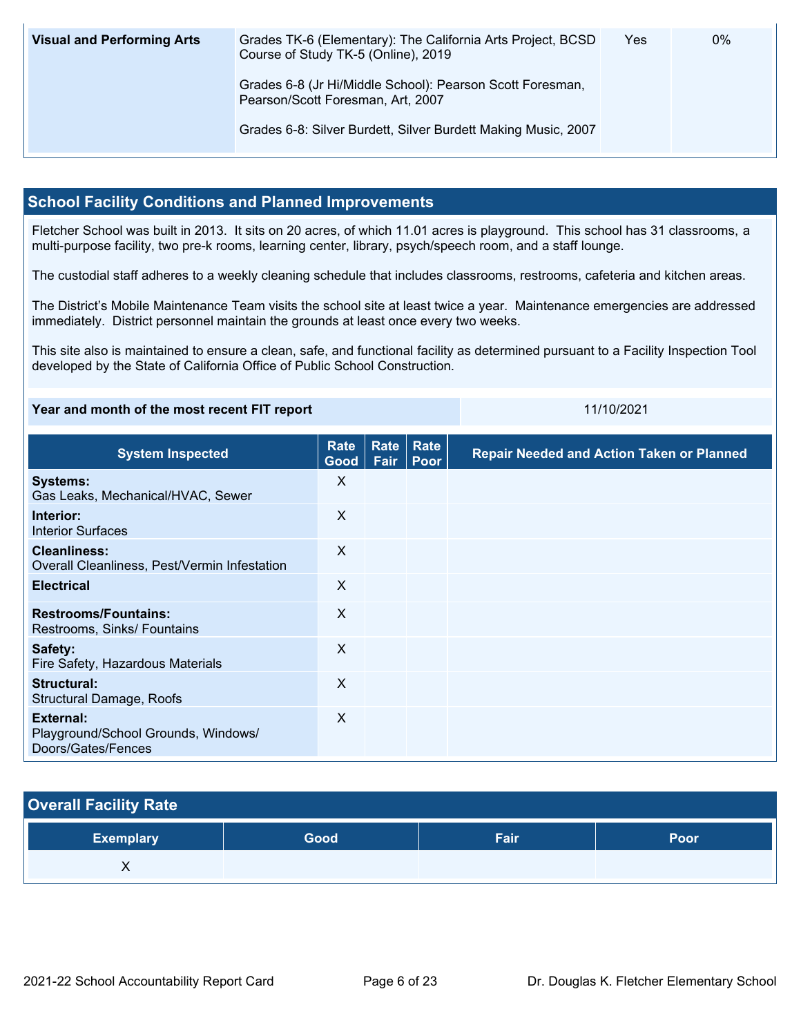| Visual and Performing Arts | Grades TK-6 (Elementary): The California Arts Project, BCSD Course of Study TK-5 (Online), 2019<br><br>Grades 6-8 (Jr Hi/Middle School): Pearson Scott Foresman, Pearson/Scott Foresman, Art, 2007<br><br>Grades 6-8: Silver Burdett, Silver Burdett Making Music, 2007 | Yes | 0% |
|---|---|---|---|

## School Facility Conditions and Planned Improvements

Fletcher School was built in 2013. It sits on 20 acres, of which 11.01 acres is playground. This school has 31 classrooms, a multi-purpose facility, two pre-k rooms, learning center, library, psych/speech room, and a staff lounge.

The custodial staff adheres to a weekly cleaning schedule that includes classrooms, restrooms, cafeteria and kitchen areas.

The District's Mobile Maintenance Team visits the school site at least twice a year. Maintenance emergencies are addressed immediately. District personnel maintain the grounds at least once every two weeks.

This site also is maintained to ensure a clean, safe, and functional facility as determined pursuant to a Facility Inspection Tool developed by the State of California Office of Public School Construction.

| Year and month of the most recent FIT report | 11/10/2021 |
|---|---|

| System Inspected | Rate Good | Rate Fair | Rate Poor | Repair Needed and Action Taken or Planned |
|---|---|---|---|---|
| **Systems:** Gas Leaks, Mechanical/HVAC, Sewer | X | | | |
| **Interior:** Interior Surfaces | X | | | |
| **Cleanliness:** Overall Cleanliness, Pest/Vermin Infestation | X | | | |
| **Electrical** | X | | | |
| **Restrooms/Fountains:** Restrooms, Sinks/ Fountains | X | | | |
| **Safety:** Fire Safety, Hazardous Materials | X | | | |
| **Structural:** Structural Damage, Roofs | X | | | |
| **External:** Playground/School Grounds, Windows/ Doors/Gates/Fences | X | | | |

## Overall Facility Rate

| Exemplary | Good | Fair | Poor |
|---|---|---|---|
| X | | | |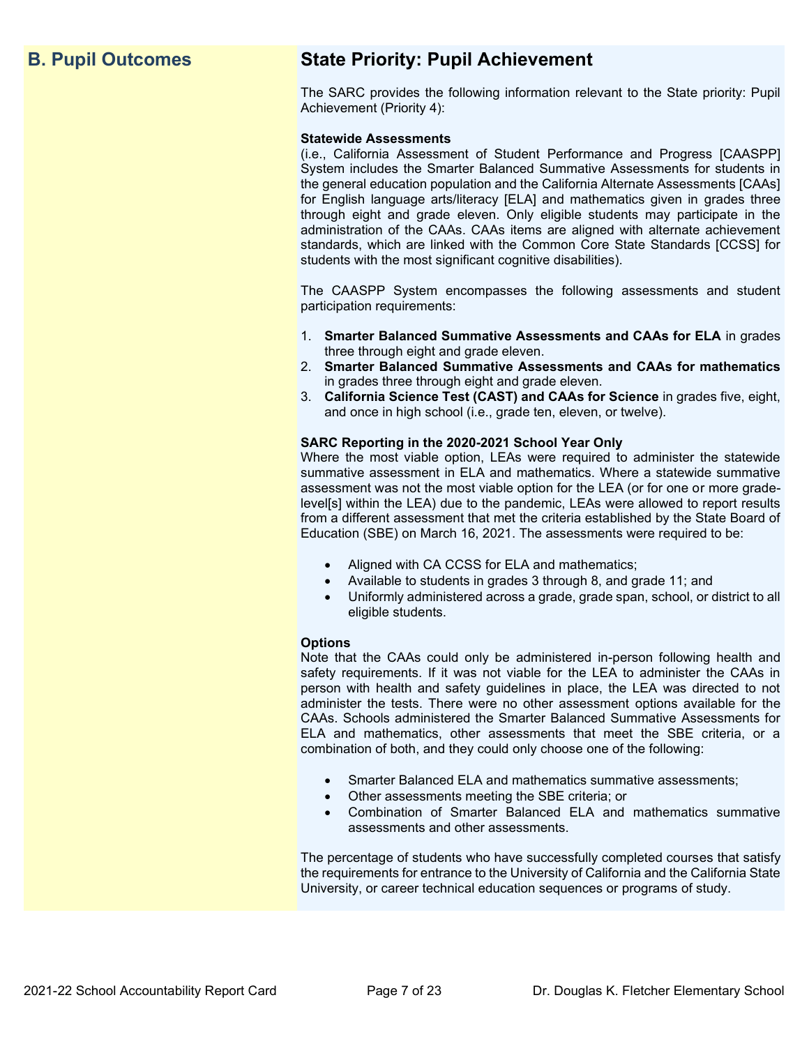## B. Pupil Outcomes

## State Priority: Pupil Achievement

The SARC provides the following information relevant to the State priority: Pupil Achievement (Priority 4):

**Statewide Assessments**
(i.e., California Assessment of Student Performance and Progress [CAASPP] System includes the Smarter Balanced Summative Assessments for students in the general education population and the California Alternate Assessments [CAAs] for English language arts/literacy [ELA] and mathematics given in grades three through eight and grade eleven. Only eligible students may participate in the administration of the CAAs. CAAs items are aligned with alternate achievement standards, which are linked with the Common Core State Standards [CCSS] for students with the most significant cognitive disabilities).

The CAASPP System encompasses the following assessments and student participation requirements:

1. **Smarter Balanced Summative Assessments and CAAs for ELA** in grades three through eight and grade eleven.
2. **Smarter Balanced Summative Assessments and CAAs for mathematics** in grades three through eight and grade eleven.
3. **California Science Test (CAST) and CAAs for Science** in grades five, eight, and once in high school (i.e., grade ten, eleven, or twelve).

**SARC Reporting in the 2020-2021 School Year Only**
Where the most viable option, LEAs were required to administer the statewide summative assessment in ELA and mathematics. Where a statewide summative assessment was not the most viable option for the LEA (or for one or more grade-level[s] within the LEA) due to the pandemic, LEAs were allowed to report results from a different assessment that met the criteria established by the State Board of Education (SBE) on March 16, 2021. The assessments were required to be:

- Aligned with CA CCSS for ELA and mathematics;
- Available to students in grades 3 through 8, and grade 11; and
- Uniformly administered across a grade, grade span, school, or district to all eligible students.

**Options**
Note that the CAAs could only be administered in-person following health and safety requirements. If it was not viable for the LEA to administer the CAAs in person with health and safety guidelines in place, the LEA was directed to not administer the tests. There were no other assessment options available for the CAAs. Schools administered the Smarter Balanced Summative Assessments for ELA and mathematics, other assessments that meet the SBE criteria, or a combination of both, and they could only choose one of the following:

- Smarter Balanced ELA and mathematics summative assessments;
- Other assessments meeting the SBE criteria; or
- Combination of Smarter Balanced ELA and mathematics summative assessments and other assessments.

The percentage of students who have successfully completed courses that satisfy the requirements for entrance to the University of California and the California State University, or career technical education sequences or programs of study.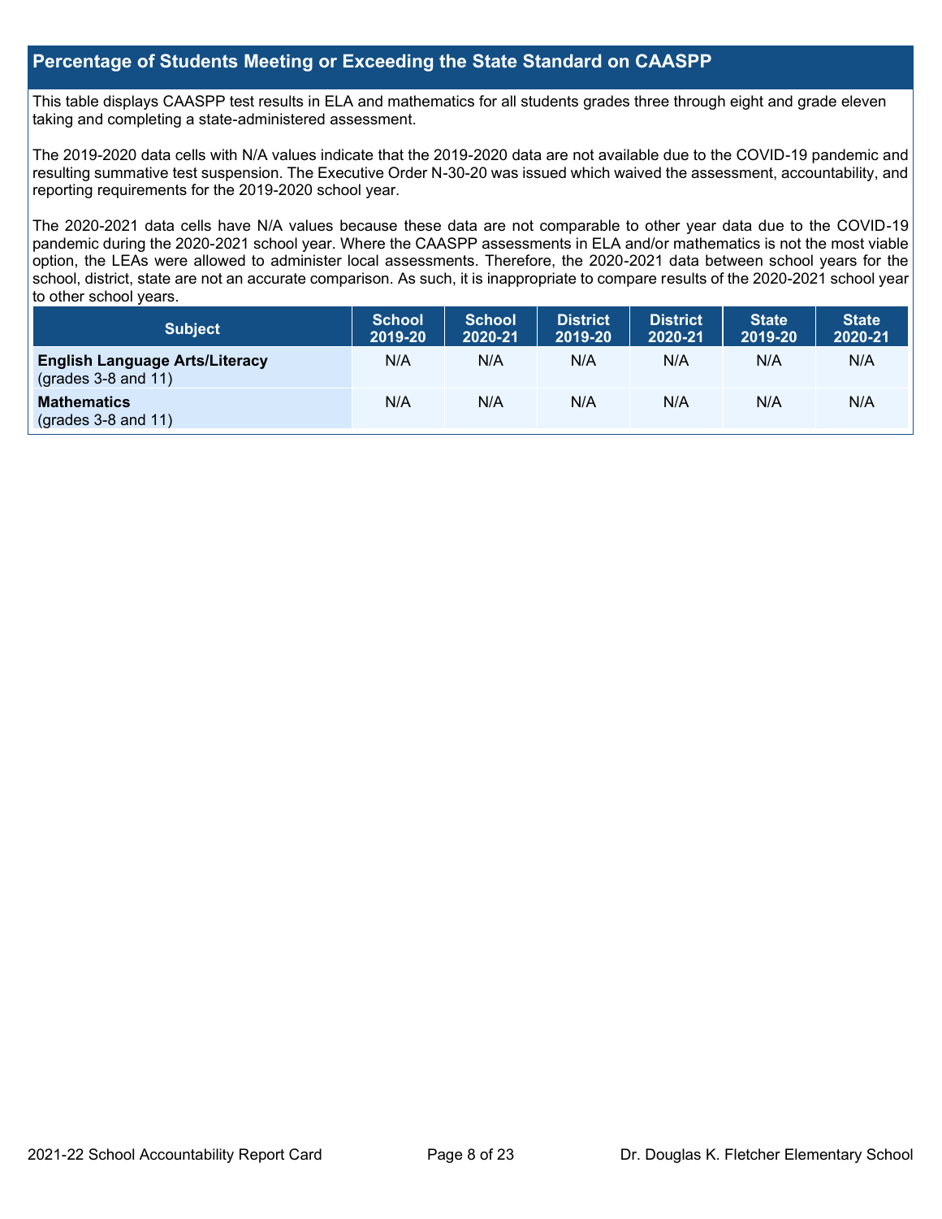## Percentage of Students Meeting or Exceeding the State Standard on CAASPP

This table displays CAASPP test results in ELA and mathematics for all students grades three through eight and grade eleven taking and completing a state-administered assessment.

The 2019-2020 data cells with N/A values indicate that the 2019-2020 data are not available due to the COVID-19 pandemic and resulting summative test suspension. The Executive Order N-30-20 was issued which waived the assessment, accountability, and reporting requirements for the 2019-2020 school year.

The 2020-2021 data cells have N/A values because these data are not comparable to other year data due to the COVID-19 pandemic during the 2020-2021 school year. Where the CAASPP assessments in ELA and/or mathematics is not the most viable option, the LEAs were allowed to administer local assessments. Therefore, the 2020-2021 data between school years for the school, district, state are not an accurate comparison. As such, it is inappropriate to compare results of the 2020-2021 school year to other school years.

| Subject | School 2019-20 | School 2020-21 | District 2019-20 | District 2020-21 | State 2019-20 | State 2020-21 |
|---|---|---|---|---|---|---|
| **English Language Arts/Literacy** (grades 3-8 and 11) | N/A | N/A | N/A | N/A | N/A | N/A |
| **Mathematics** (grades 3-8 and 11) | N/A | N/A | N/A | N/A | N/A | N/A |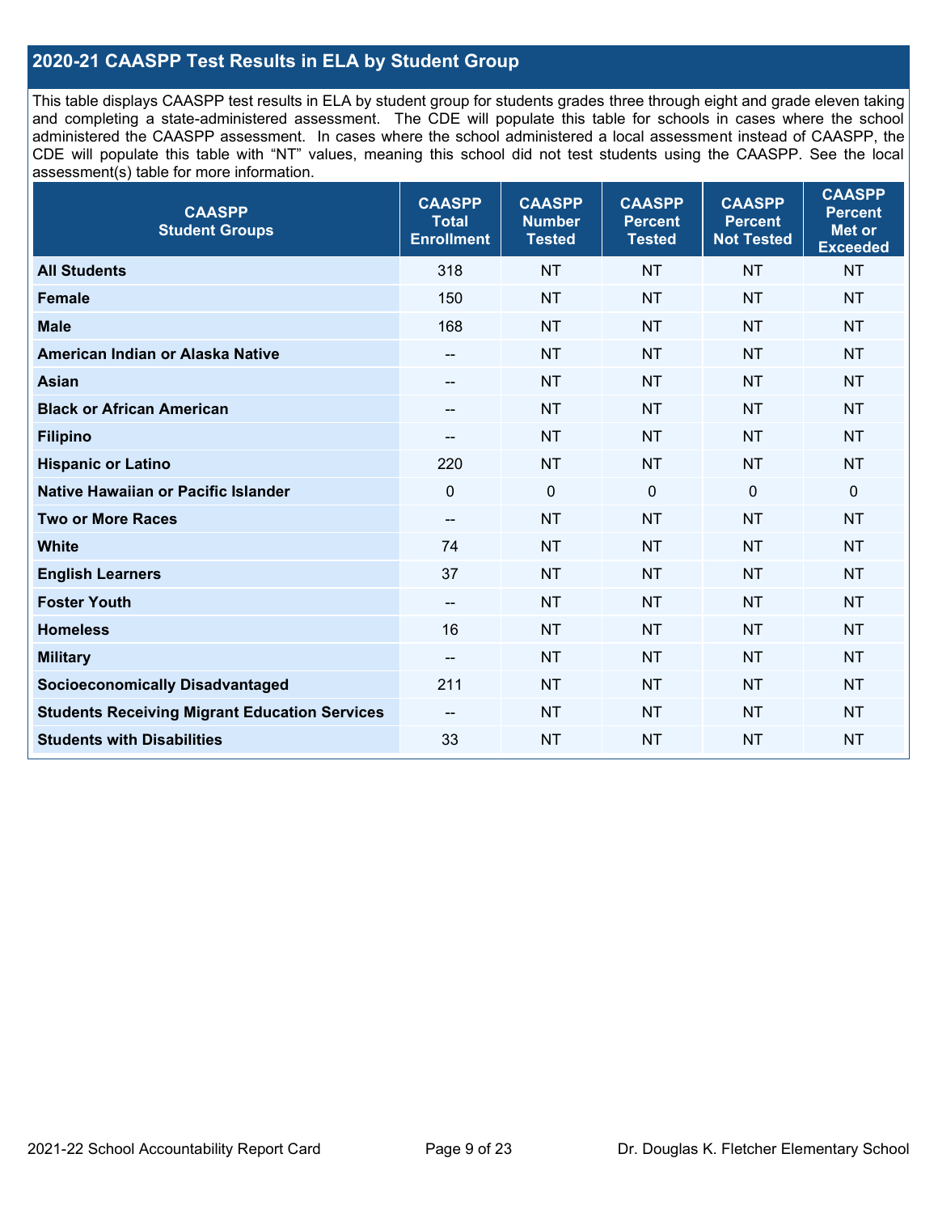## 2020-21 CAASPP Test Results in ELA by Student Group

This table displays CAASPP test results in ELA by student group for students grades three through eight and grade eleven taking and completing a state-administered assessment. The CDE will populate this table for schools in cases where the school administered the CAASPP assessment. In cases where the school administered a local assessment instead of CAASPP, the CDE will populate this table with "NT" values, meaning this school did not test students using the CAASPP. See the local assessment(s) table for more information.

| CAASPP Student Groups | CAASPP Total Enrollment | CAASPP Number Tested | CAASPP Percent Tested | CAASPP Percent Not Tested | CAASPP Percent Met or Exceeded |
|---|---|---|---|---|---|
| **All Students** | 318 | NT | NT | NT | NT |
| **Female** | 150 | NT | NT | NT | NT |
| **Male** | 168 | NT | NT | NT | NT |
| **American Indian or Alaska Native** | -- | NT | NT | NT | NT |
| **Asian** | -- | NT | NT | NT | NT |
| **Black or African American** | -- | NT | NT | NT | NT |
| **Filipino** | -- | NT | NT | NT | NT |
| **Hispanic or Latino** | 220 | NT | NT | NT | NT |
| **Native Hawaiian or Pacific Islander** | 0 | 0 | 0 | 0 | 0 |
| **Two or More Races** | -- | NT | NT | NT | NT |
| **White** | 74 | NT | NT | NT | NT |
| **English Learners** | 37 | NT | NT | NT | NT |
| **Foster Youth** | -- | NT | NT | NT | NT |
| **Homeless** | 16 | NT | NT | NT | NT |
| **Military** | -- | NT | NT | NT | NT |
| **Socioeconomically Disadvantaged** | 211 | NT | NT | NT | NT |
| **Students Receiving Migrant Education Services** | -- | NT | NT | NT | NT |
| **Students with Disabilities** | 33 | NT | NT | NT | NT |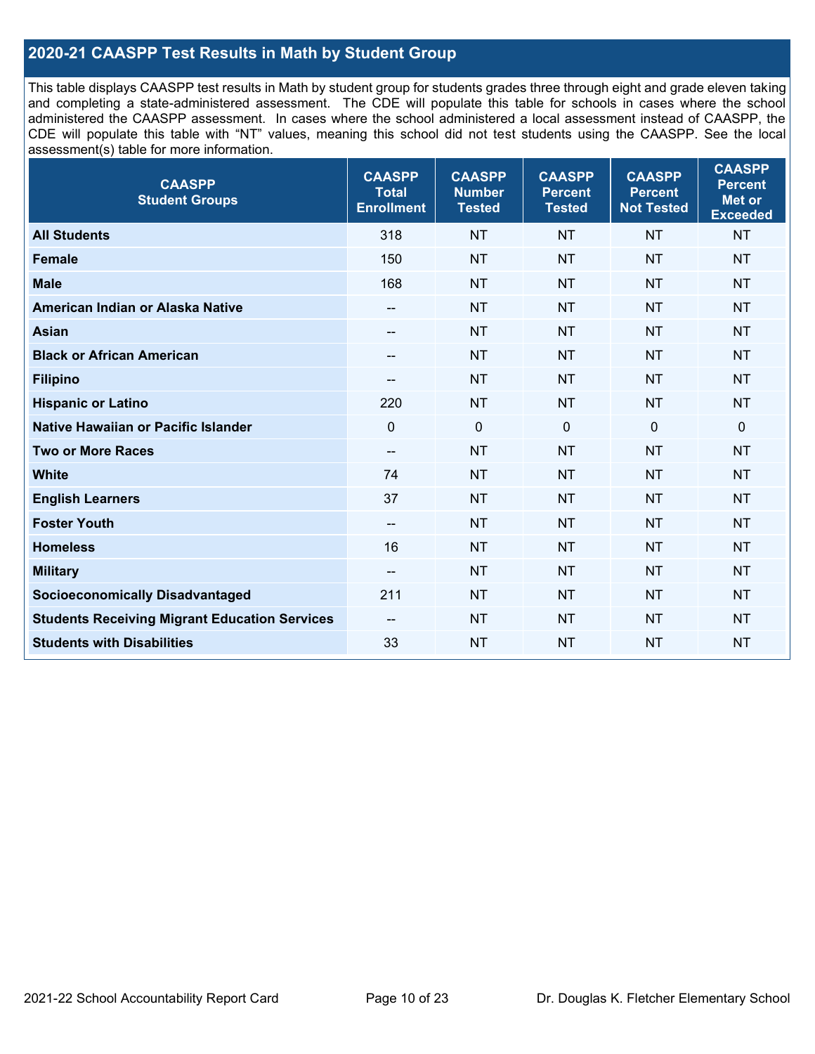## 2020-21 CAASPP Test Results in Math by Student Group

This table displays CAASPP test results in Math by student group for students grades three through eight and grade eleven taking and completing a state-administered assessment. The CDE will populate this table for schools in cases where the school administered the CAASPP assessment. In cases where the school administered a local assessment instead of CAASPP, the CDE will populate this table with "NT" values, meaning this school did not test students using the CAASPP. See the local assessment(s) table for more information.

| CAASPP Student Groups | CAASPP Total Enrollment | CAASPP Number Tested | CAASPP Percent Tested | CAASPP Percent Not Tested | CAASPP Percent Met or Exceeded |
|---|---|---|---|---|---|
| **All Students** | 318 | NT | NT | NT | NT |
| **Female** | 150 | NT | NT | NT | NT |
| **Male** | 168 | NT | NT | NT | NT |
| **American Indian or Alaska Native** | -- | NT | NT | NT | NT |
| **Asian** | -- | NT | NT | NT | NT |
| **Black or African American** | -- | NT | NT | NT | NT |
| **Filipino** | -- | NT | NT | NT | NT |
| **Hispanic or Latino** | 220 | NT | NT | NT | NT |
| **Native Hawaiian or Pacific Islander** | 0 | 0 | 0 | 0 | 0 |
| **Two or More Races** | -- | NT | NT | NT | NT |
| **White** | 74 | NT | NT | NT | NT |
| **English Learners** | 37 | NT | NT | NT | NT |
| **Foster Youth** | -- | NT | NT | NT | NT |
| **Homeless** | 16 | NT | NT | NT | NT |
| **Military** | -- | NT | NT | NT | NT |
| **Socioeconomically Disadvantaged** | 211 | NT | NT | NT | NT |
| **Students Receiving Migrant Education Services** | -- | NT | NT | NT | NT |
| **Students with Disabilities** | 33 | NT | NT | NT | NT |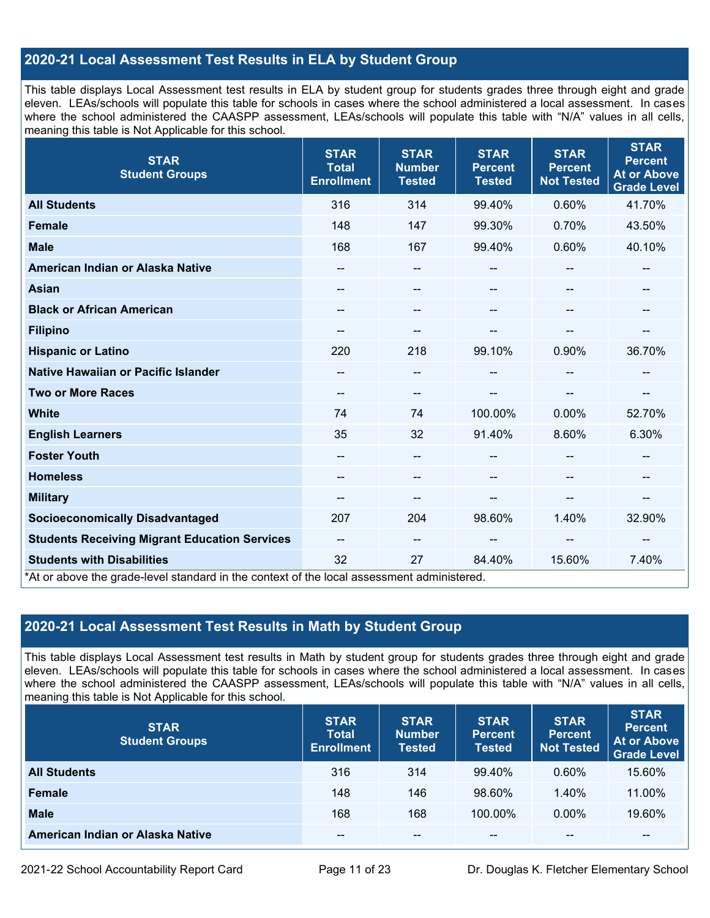## 2020-21 Local Assessment Test Results in ELA by Student Group

This table displays Local Assessment test results in ELA by student group for students grades three through eight and grade eleven. LEAs/schools will populate this table for schools in cases where the school administered a local assessment. In cases where the school administered the CAASPP assessment, LEAs/schools will populate this table with "N/A" values in all cells, meaning this table is Not Applicable for this school.

| STAR Student Groups | STAR Total Enrollment | STAR Number Tested | STAR Percent Tested | STAR Percent Not Tested | STAR Percent At or Above Grade Level |
|---|---|---|---|---|---|
| **All Students** | 316 | 314 | 99.40% | 0.60% | 41.70% |
| **Female** | 148 | 147 | 99.30% | 0.70% | 43.50% |
| **Male** | 168 | 167 | 99.40% | 0.60% | 40.10% |
| **American Indian or Alaska Native** | -- | -- | -- | -- | -- |
| **Asian** | -- | -- | -- | -- | -- |
| **Black or African American** | -- | -- | -- | -- | -- |
| **Filipino** | -- | -- | -- | -- | -- |
| **Hispanic or Latino** | 220 | 218 | 99.10% | 0.90% | 36.70% |
| **Native Hawaiian or Pacific Islander** | -- | -- | -- | -- | -- |
| **Two or More Races** | -- | -- | -- | -- | -- |
| **White** | 74 | 74 | 100.00% | 0.00% | 52.70% |
| **English Learners** | 35 | 32 | 91.40% | 8.60% | 6.30% |
| **Foster Youth** | -- | -- | -- | -- | -- |
| **Homeless** | -- | -- | -- | -- | -- |
| **Military** | -- | -- | -- | -- | -- |
| **Socioeconomically Disadvantaged** | 207 | 204 | 98.60% | 1.40% | 32.90% |
| **Students Receiving Migrant Education Services** | -- | -- | -- | -- | -- |
| **Students with Disabilities** | 32 | 27 | 84.40% | 15.60% | 7.40% |

*At or above the grade-level standard in the context of the local assessment administered.

## 2020-21 Local Assessment Test Results in Math by Student Group

This table displays Local Assessment test results in Math by student group for students grades three through eight and grade eleven. LEAs/schools will populate this table for schools in cases where the school administered a local assessment. In cases where the school administered the CAASPP assessment, LEAs/schools will populate this table with "N/A" values in all cells, meaning this table is Not Applicable for this school.

| STAR Student Groups | STAR Total Enrollment | STAR Number Tested | STAR Percent Tested | STAR Percent Not Tested | STAR Percent At or Above Grade Level |
|---|---|---|---|---|---|
| **All Students** | 316 | 314 | 99.40% | 0.60% | 15.60% |
| **Female** | 148 | 146 | 98.60% | 1.40% | 11.00% |
| **Male** | 168 | 168 | 100.00% | 0.00% | 19.60% |
| **American Indian or Alaska Native** | -- | -- | -- | -- | -- |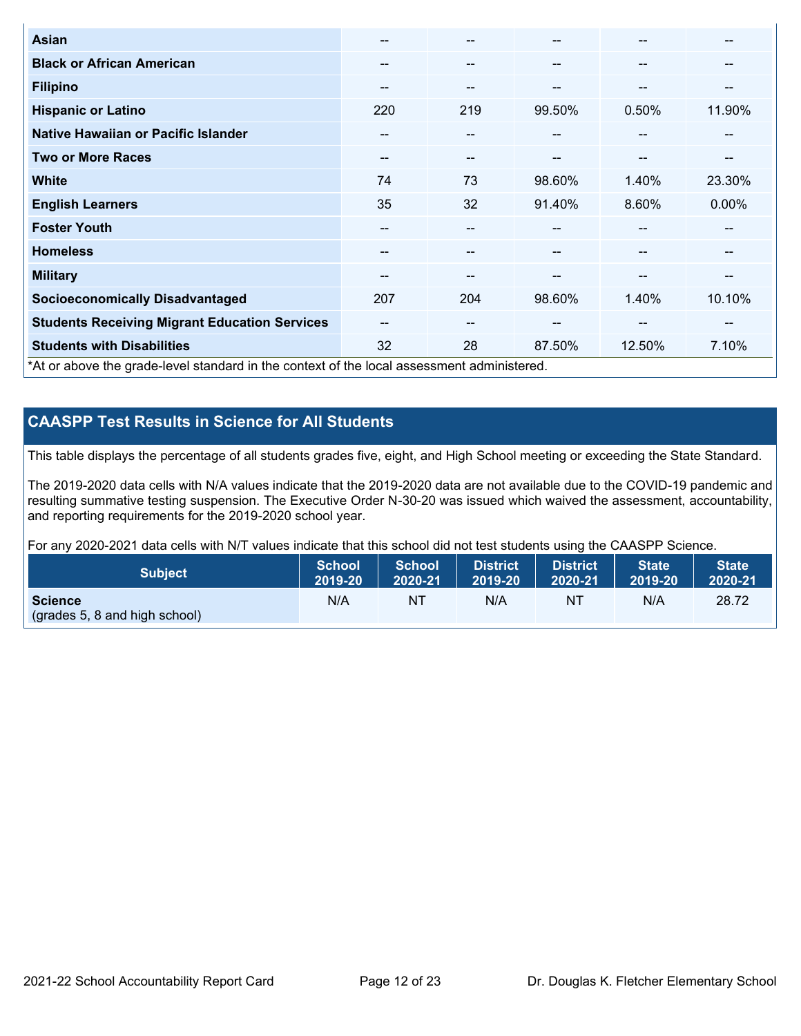| | | | | | |
|---|---|---|---|---|---|
| **Asian** | -- | -- | -- | -- | -- |
| **Black or African American** | -- | -- | -- | -- | -- |
| **Filipino** | -- | -- | -- | -- | -- |
| **Hispanic or Latino** | 220 | 219 | 99.50% | 0.50% | 11.90% |
| **Native Hawaiian or Pacific Islander** | -- | -- | -- | -- | -- |
| **Two or More Races** | -- | -- | -- | -- | -- |
| **White** | 74 | 73 | 98.60% | 1.40% | 23.30% |
| **English Learners** | 35 | 32 | 91.40% | 8.60% | 0.00% |
| **Foster Youth** | -- | -- | -- | -- | -- |
| **Homeless** | -- | -- | -- | -- | -- |
| **Military** | -- | -- | -- | -- | -- |
| **Socioeconomically Disadvantaged** | 207 | 204 | 98.60% | 1.40% | 10.10% |
| **Students Receiving Migrant Education Services** | -- | -- | -- | -- | -- |
| **Students with Disabilities** | 32 | 28 | 87.50% | 12.50% | 7.10% |

*At or above the grade-level standard in the context of the local assessment administered.

## CAASPP Test Results in Science for All Students

This table displays the percentage of all students grades five, eight, and High School meeting or exceeding the State Standard.

The 2019-2020 data cells with N/A values indicate that the 2019-2020 data are not available due to the COVID-19 pandemic and resulting summative testing suspension. The Executive Order N-30-20 was issued which waived the assessment, accountability, and reporting requirements for the 2019-2020 school year.

For any 2020-2021 data cells with N/T values indicate that this school did not test students using the CAASPP Science.

| Subject | School 2019-20 | School 2020-21 | District 2019-20 | District 2020-21 | State 2019-20 | State 2020-21 |
|---|---|---|---|---|---|---|
| **Science** (grades 5, 8 and high school) | N/A | NT | N/A | NT | N/A | 28.72 |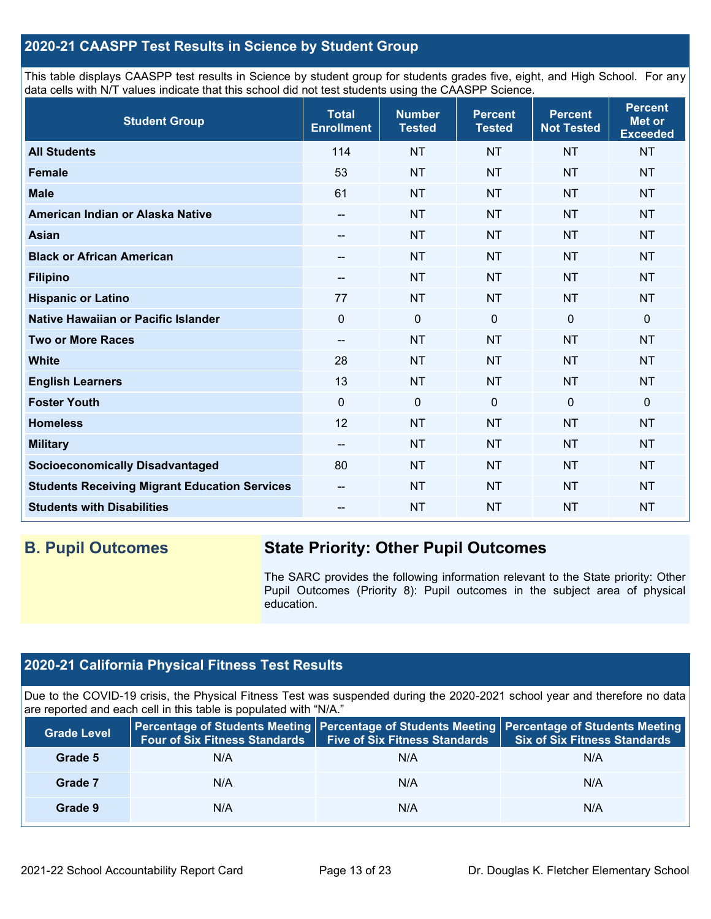## 2020-21 CAASPP Test Results in Science by Student Group

This table displays CAASPP test results in Science by student group for students grades five, eight, and High School. For any data cells with N/T values indicate that this school did not test students using the CAASPP Science.

| Student Group | Total Enrollment | Number Tested | Percent Tested | Percent Not Tested | Percent Met or Exceeded |
|---|---|---|---|---|---|
| **All Students** | 114 | NT | NT | NT | NT |
| **Female** | 53 | NT | NT | NT | NT |
| **Male** | 61 | NT | NT | NT | NT |
| **American Indian or Alaska Native** | -- | NT | NT | NT | NT |
| **Asian** | -- | NT | NT | NT | NT |
| **Black or African American** | -- | NT | NT | NT | NT |
| **Filipino** | -- | NT | NT | NT | NT |
| **Hispanic or Latino** | 77 | NT | NT | NT | NT |
| **Native Hawaiian or Pacific Islander** | 0 | 0 | 0 | 0 | 0 |
| **Two or More Races** | -- | NT | NT | NT | NT |
| **White** | 28 | NT | NT | NT | NT |
| **English Learners** | 13 | NT | NT | NT | NT |
| **Foster Youth** | 0 | 0 | 0 | 0 | 0 |
| **Homeless** | 12 | NT | NT | NT | NT |
| **Military** | -- | NT | NT | NT | NT |
| **Socioeconomically Disadvantaged** | 80 | NT | NT | NT | NT |
| **Students Receiving Migrant Education Services** | -- | NT | NT | NT | NT |
| **Students with Disabilities** | -- | NT | NT | NT | NT |

## B. Pupil Outcomes

### State Priority: Other Pupil Outcomes

The SARC provides the following information relevant to the State priority: Other Pupil Outcomes (Priority 8): Pupil outcomes in the subject area of physical education.

## 2020-21 California Physical Fitness Test Results

Due to the COVID-19 crisis, the Physical Fitness Test was suspended during the 2020-2021 school year and therefore no data are reported and each cell in this table is populated with "N/A."

| Grade Level | Percentage of Students Meeting Four of Six Fitness Standards | Percentage of Students Meeting Five of Six Fitness Standards | Percentage of Students Meeting Six of Six Fitness Standards |
|---|---|---|---|
| **Grade 5** | N/A | N/A | N/A |
| **Grade 7** | N/A | N/A | N/A |
| **Grade 9** | N/A | N/A | N/A |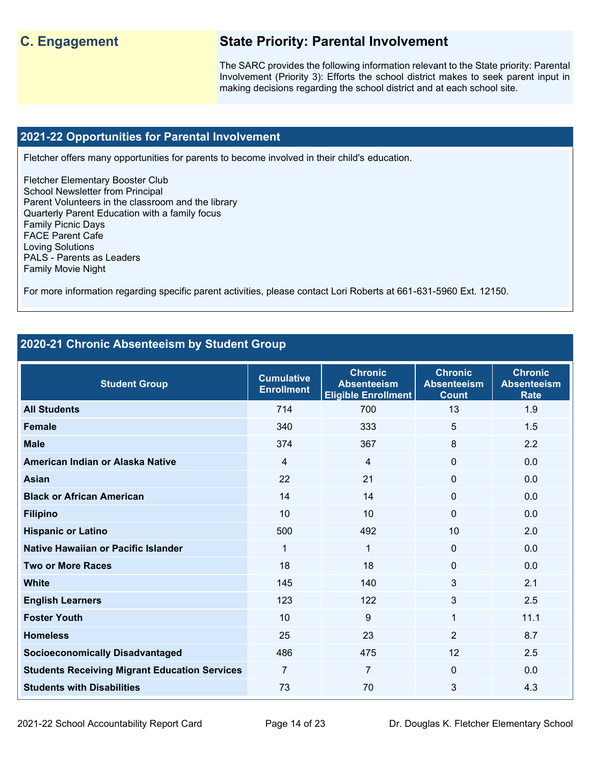## C. Engagement

### State Priority: Parental Involvement

The SARC provides the following information relevant to the State priority: Parental Involvement (Priority 3): Efforts the school district makes to seek parent input in making decisions regarding the school district and at each school site.

### 2021-22 Opportunities for Parental Involvement

Fletcher offers many opportunities for parents to become involved in their child's education.

Fletcher Elementary Booster Club
School Newsletter from Principal
Parent Volunteers in the classroom and the library
Quarterly Parent Education with a family focus
Family Picnic Days
FACE Parent Cafe
Loving Solutions
PALS - Parents as Leaders
Family Movie Night

For more information regarding specific parent activities, please contact Lori Roberts at 661-631-5960 Ext. 12150.

### 2020-21 Chronic Absenteeism by Student Group

| Student Group | Cumulative Enrollment | Chronic Absenteeism Eligible Enrollment | Chronic Absenteeism Count | Chronic Absenteeism Rate |
|---|---|---|---|---|
| **All Students** | 714 | 700 | 13 | 1.9 |
| **Female** | 340 | 333 | 5 | 1.5 |
| **Male** | 374 | 367 | 8 | 2.2 |
| **American Indian or Alaska Native** | 4 | 4 | 0 | 0.0 |
| **Asian** | 22 | 21 | 0 | 0.0 |
| **Black or African American** | 14 | 14 | 0 | 0.0 |
| **Filipino** | 10 | 10 | 0 | 0.0 |
| **Hispanic or Latino** | 500 | 492 | 10 | 2.0 |
| **Native Hawaiian or Pacific Islander** | 1 | 1 | 0 | 0.0 |
| **Two or More Races** | 18 | 18 | 0 | 0.0 |
| **White** | 145 | 140 | 3 | 2.1 |
| **English Learners** | 123 | 122 | 3 | 2.5 |
| **Foster Youth** | 10 | 9 | 1 | 11.1 |
| **Homeless** | 25 | 23 | 2 | 8.7 |
| **Socioeconomically Disadvantaged** | 486 | 475 | 12 | 2.5 |
| **Students Receiving Migrant Education Services** | 7 | 7 | 0 | 0.0 |
| **Students with Disabilities** | 73 | 70 | 3 | 4.3 |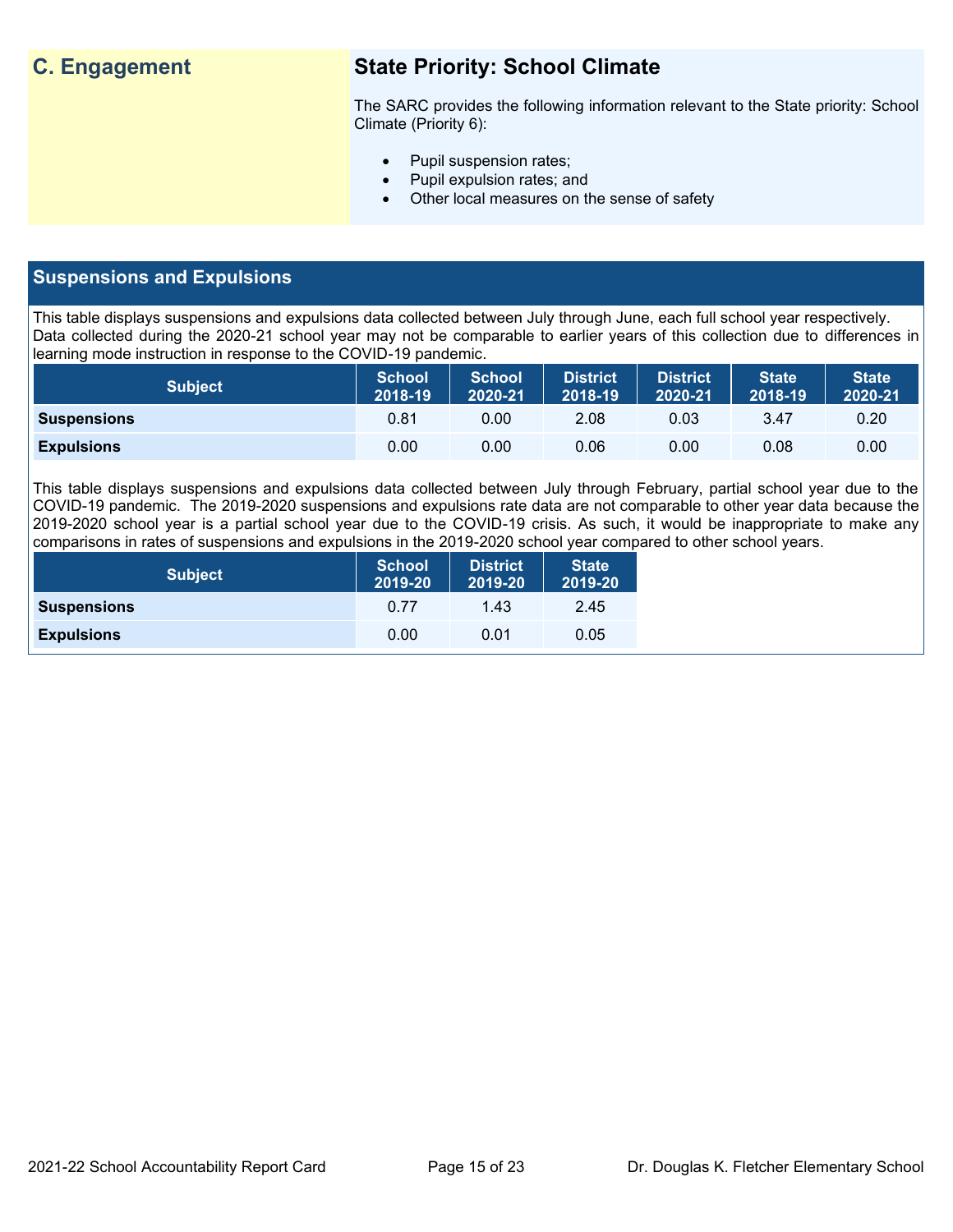## C. Engagement

### State Priority: School Climate

The SARC provides the following information relevant to the State priority: School Climate (Priority 6):

- Pupil suspension rates;
- Pupil expulsion rates; and
- Other local measures on the sense of safety

## Suspensions and Expulsions

This table displays suspensions and expulsions data collected between July through June, each full school year respectively. Data collected during the 2020-21 school year may not be comparable to earlier years of this collection due to differences in learning mode instruction in response to the COVID-19 pandemic.

| Subject | School 2018-19 | School 2020-21 | District 2018-19 | District 2020-21 | State 2018-19 | State 2020-21 |
|---|---|---|---|---|---|---|
| **Suspensions** | 0.81 | 0.00 | 2.08 | 0.03 | 3.47 | 0.20 |
| **Expulsions** | 0.00 | 0.00 | 0.06 | 0.00 | 0.08 | 0.00 |

This table displays suspensions and expulsions data collected between July through February, partial school year due to the COVID-19 pandemic. The 2019-2020 suspensions and expulsions rate data are not comparable to other year data because the 2019-2020 school year is a partial school year due to the COVID-19 crisis. As such, it would be inappropriate to make any comparisons in rates of suspensions and expulsions in the 2019-2020 school year compared to other school years.

| Subject | School 2019-20 | District 2019-20 | State 2019-20 |
|---|---|---|---|
| **Suspensions** | 0.77 | 1.43 | 2.45 |
| **Expulsions** | 0.00 | 0.01 | 0.05 |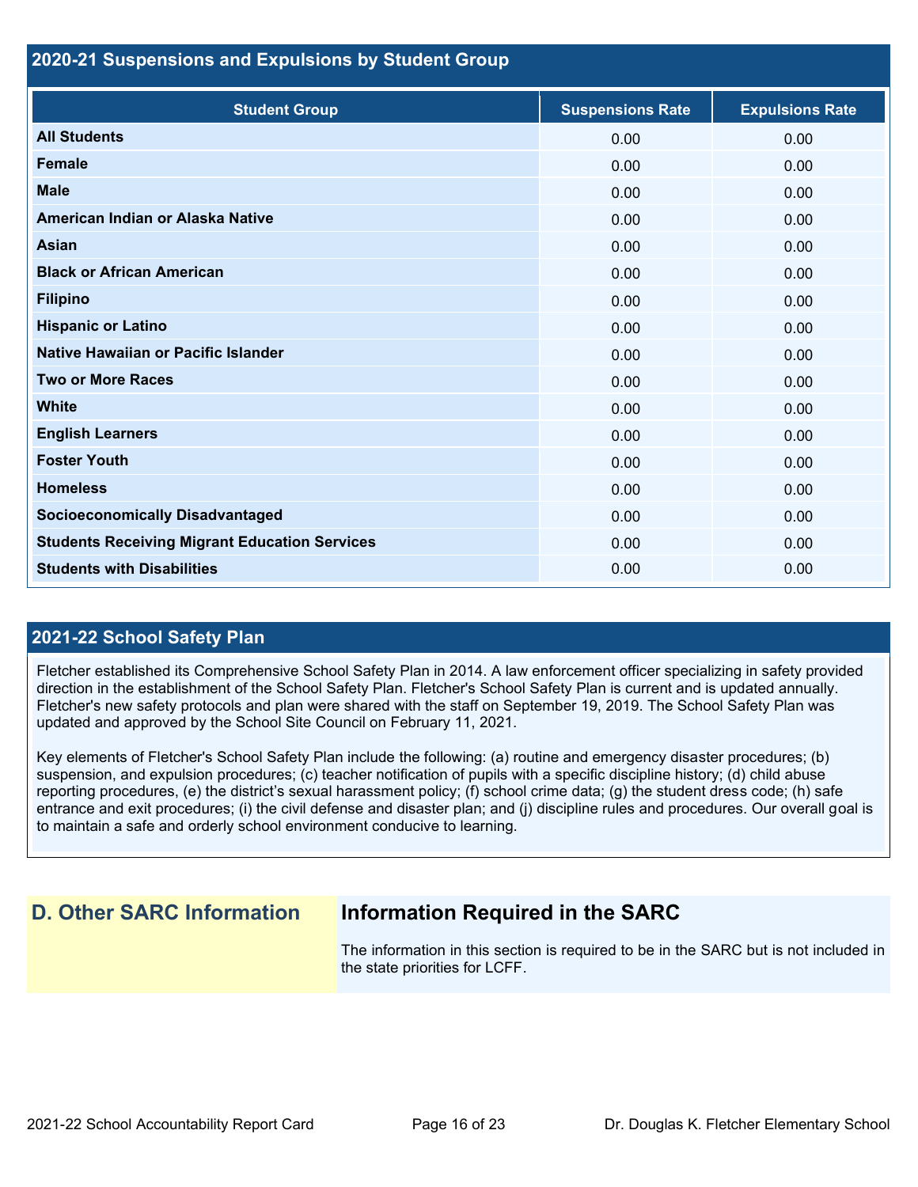## 2020-21 Suspensions and Expulsions by Student Group

| Student Group | Suspensions Rate | Expulsions Rate |
| --- | --- | --- |
| **All Students** | 0.00 | 0.00 |
| **Female** | 0.00 | 0.00 |
| **Male** | 0.00 | 0.00 |
| **American Indian or Alaska Native** | 0.00 | 0.00 |
| **Asian** | 0.00 | 0.00 |
| **Black or African American** | 0.00 | 0.00 |
| **Filipino** | 0.00 | 0.00 |
| **Hispanic or Latino** | 0.00 | 0.00 |
| **Native Hawaiian or Pacific Islander** | 0.00 | 0.00 |
| **Two or More Races** | 0.00 | 0.00 |
| **White** | 0.00 | 0.00 |
| **English Learners** | 0.00 | 0.00 |
| **Foster Youth** | 0.00 | 0.00 |
| **Homeless** | 0.00 | 0.00 |
| **Socioeconomically Disadvantaged** | 0.00 | 0.00 |
| **Students Receiving Migrant Education Services** | 0.00 | 0.00 |
| **Students with Disabilities** | 0.00 | 0.00 |

## 2021-22 School Safety Plan

Fletcher established its Comprehensive School Safety Plan in 2014. A law enforcement officer specializing in safety provided direction in the establishment of the School Safety Plan. Fletcher's School Safety Plan is current and is updated annually. Fletcher's new safety protocols and plan were shared with the staff on September 19, 2019. The School Safety Plan was updated and approved by the School Site Council on February 11, 2021.

Key elements of Fletcher's School Safety Plan include the following: (a) routine and emergency disaster procedures; (b) suspension, and expulsion procedures; (c) teacher notification of pupils with a specific discipline history; (d) child abuse reporting procedures, (e) the district's sexual harassment policy; (f) school crime data; (g) the student dress code; (h) safe entrance and exit procedures; (i) the civil defense and disaster plan; and (j) discipline rules and procedures. Our overall goal is to maintain a safe and orderly school environment conducive to learning.

## D. Other SARC Information

### Information Required in the SARC

The information in this section is required to be in the SARC but is not included in the state priorities for LCFF.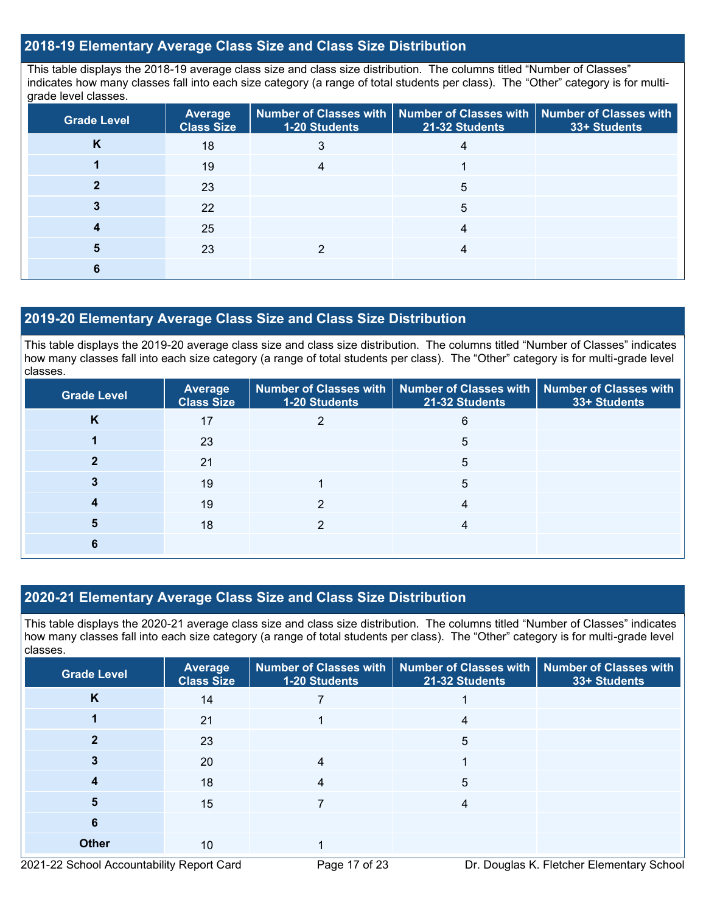## 2018-19 Elementary Average Class Size and Class Size Distribution

This table displays the 2018-19 average class size and class size distribution. The columns titled "Number of Classes" indicates how many classes fall into each size category (a range of total students per class). The "Other" category is for multi-grade level classes.

| Grade Level | Average Class Size | Number of Classes with 1-20 Students | Number of Classes with 21-32 Students | Number of Classes with 33+ Students |
|---|---|---|---|---|
| K | 18 | 3 | 4 | |
| 1 | 19 | 4 | 1 | |
| 2 | 23 | | 5 | |
| 3 | 22 | | 5 | |
| 4 | 25 | | 4 | |
| 5 | 23 | 2 | 4 | |
| 6 | | | | |

## 2019-20 Elementary Average Class Size and Class Size Distribution

This table displays the 2019-20 average class size and class size distribution. The columns titled "Number of Classes" indicates how many classes fall into each size category (a range of total students per class). The "Other" category is for multi-grade level classes.

| Grade Level | Average Class Size | Number of Classes with 1-20 Students | Number of Classes with 21-32 Students | Number of Classes with 33+ Students |
|---|---|---|---|---|
| K | 17 | 2 | 6 | |
| 1 | 23 | | 5 | |
| 2 | 21 | | 5 | |
| 3 | 19 | 1 | 5 | |
| 4 | 19 | 2 | 4 | |
| 5 | 18 | 2 | 4 | |
| 6 | | | | |

## 2020-21 Elementary Average Class Size and Class Size Distribution

This table displays the 2020-21 average class size and class size distribution. The columns titled "Number of Classes" indicates how many classes fall into each size category (a range of total students per class). The "Other" category is for multi-grade level classes.

| Grade Level | Average Class Size | Number of Classes with 1-20 Students | Number of Classes with 21-32 Students | Number of Classes with 33+ Students |
|---|---|---|---|---|
| K | 14 | 7 | 1 | |
| 1 | 21 | 1 | 4 | |
| 2 | 23 | | 5 | |
| 3 | 20 | 4 | 1 | |
| 4 | 18 | 4 | 5 | |
| 5 | 15 | 7 | 4 | |
| 6 | | | | |
| Other | 10 | 1 | | |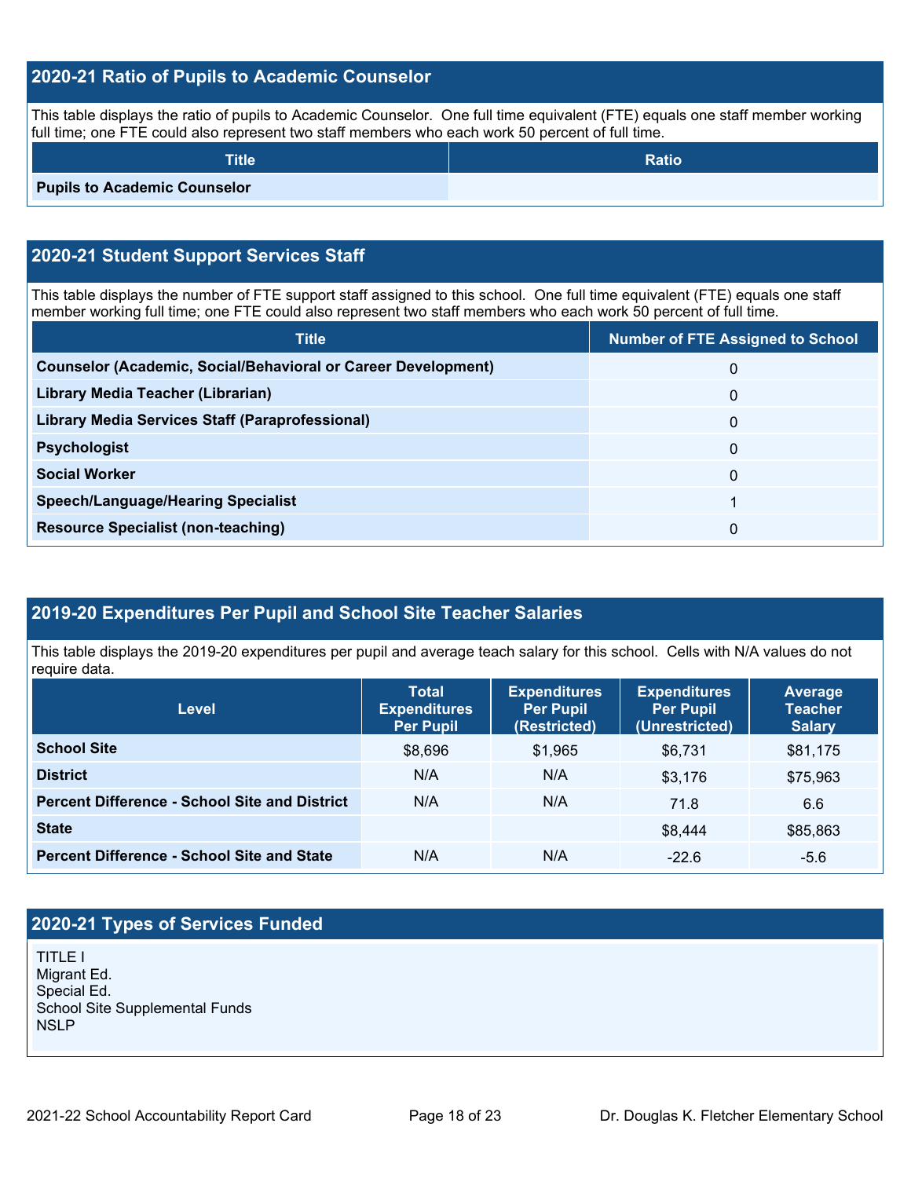## 2020-21 Ratio of Pupils to Academic Counselor

This table displays the ratio of pupils to Academic Counselor. One full time equivalent (FTE) equals one staff member working full time; one FTE could also represent two staff members who each work 50 percent of full time.

| Title | Ratio |
| --- | --- |
| **Pupils to Academic Counselor** | |

## 2020-21 Student Support Services Staff

This table displays the number of FTE support staff assigned to this school. One full time equivalent (FTE) equals one staff member working full time; one FTE could also represent two staff members who each work 50 percent of full time.

| Title | Number of FTE Assigned to School |
| --- | --- |
| **Counselor (Academic, Social/Behavioral or Career Development)** | 0 |
| **Library Media Teacher (Librarian)** | 0 |
| **Library Media Services Staff (Paraprofessional)** | 0 |
| **Psychologist** | 0 |
| **Social Worker** | 0 |
| **Speech/Language/Hearing Specialist** | 1 |
| **Resource Specialist (non-teaching)** | 0 |

## 2019-20 Expenditures Per Pupil and School Site Teacher Salaries

This table displays the 2019-20 expenditures per pupil and average teach salary for this school. Cells with N/A values do not require data.

| Level | Total Expenditures Per Pupil | Expenditures Per Pupil (Restricted) | Expenditures Per Pupil (Unrestricted) | Average Teacher Salary |
| --- | --- | --- | --- | --- |
| **School Site** | $8,696 | $1,965 | $6,731 | $81,175 |
| **District** | N/A | N/A | $3,176 | $75,963 |
| **Percent Difference - School Site and District** | N/A | N/A | 71.8 | 6.6 |
| **State** | | | $8,444 | $85,863 |
| **Percent Difference - School Site and State** | N/A | N/A | -22.6 | -5.6 |

## 2020-21 Types of Services Funded

TITLE I
Migrant Ed.
Special Ed.
School Site Supplemental Funds
NSLP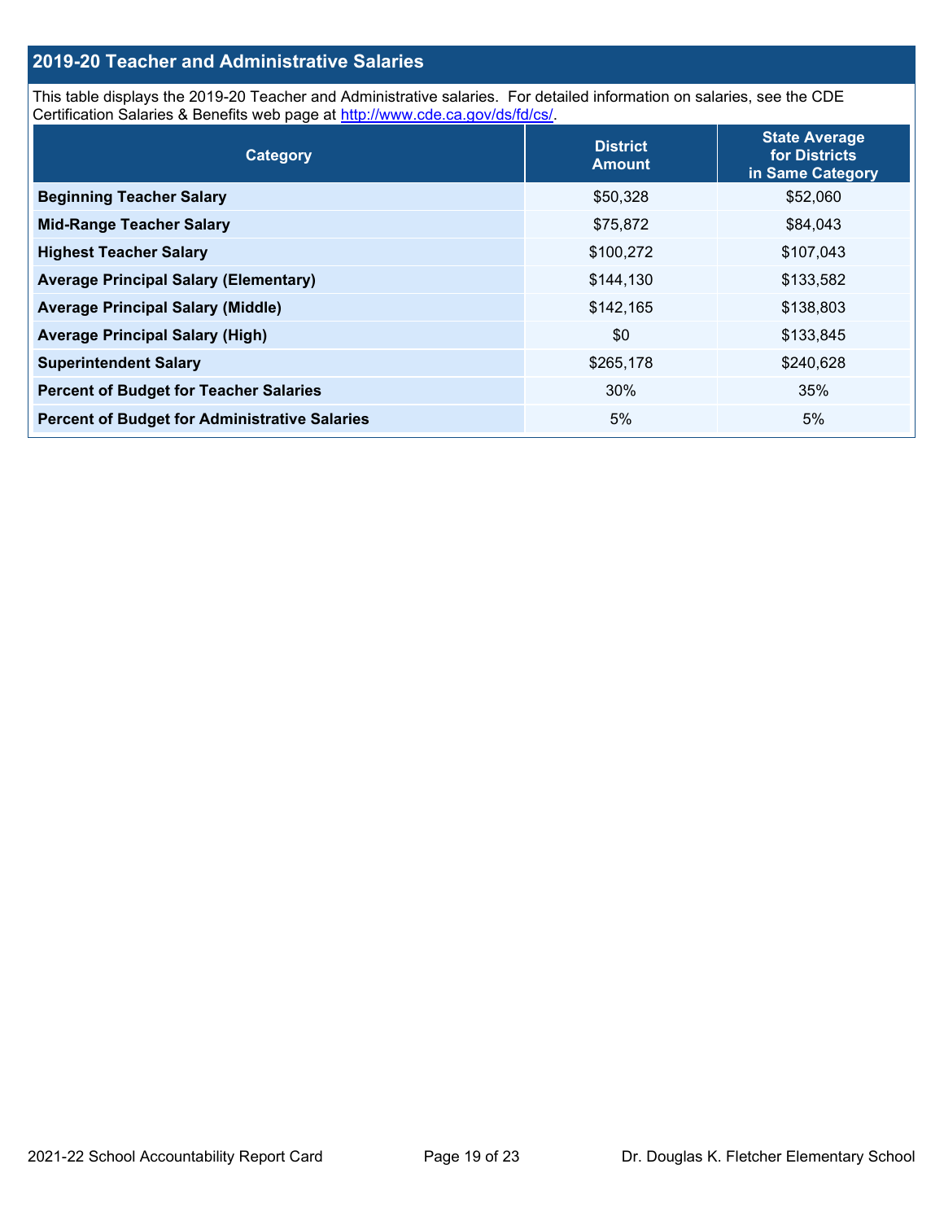## 2019-20 Teacher and Administrative Salaries

This table displays the 2019-20 Teacher and Administrative salaries. For detailed information on salaries, see the CDE Certification Salaries & Benefits web page at http://www.cde.ca.gov/ds/fd/cs/.

| Category | District Amount | State Average for Districts in Same Category |
|---|---|---|
| **Beginning Teacher Salary** | $50,328 | $52,060 |
| **Mid-Range Teacher Salary** | $75,872 | $84,043 |
| **Highest Teacher Salary** | $100,272 | $107,043 |
| **Average Principal Salary (Elementary)** | $144,130 | $133,582 |
| **Average Principal Salary (Middle)** | $142,165 | $138,803 |
| **Average Principal Salary (High)** | $0 | $133,845 |
| **Superintendent Salary** | $265,178 | $240,628 |
| **Percent of Budget for Teacher Salaries** | 30% | 35% |
| **Percent of Budget for Administrative Salaries** | 5% | 5% |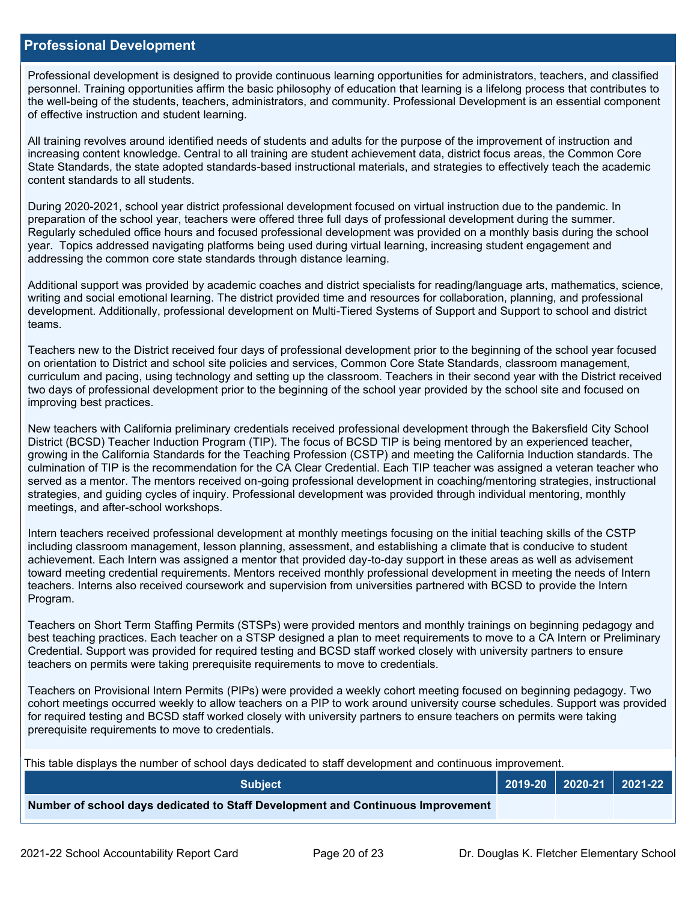## Professional Development

Professional development is designed to provide continuous learning opportunities for administrators, teachers, and classified personnel. Training opportunities affirm the basic philosophy of education that learning is a lifelong process that contributes to the well-being of the students, teachers, administrators, and community. Professional Development is an essential component of effective instruction and student learning.

All training revolves around identified needs of students and adults for the purpose of the improvement of instruction and increasing content knowledge. Central to all training are student achievement data, district focus areas, the Common Core State Standards, the state adopted standards-based instructional materials, and strategies to effectively teach the academic content standards to all students.

During 2020-2021, school year district professional development focused on virtual instruction due to the pandemic. In preparation of the school year, teachers were offered three full days of professional development during the summer. Regularly scheduled office hours and focused professional development was provided on a monthly basis during the school year. Topics addressed navigating platforms being used during virtual learning, increasing student engagement and addressing the common core state standards through distance learning.

Additional support was provided by academic coaches and district specialists for reading/language arts, mathematics, science, writing and social emotional learning. The district provided time and resources for collaboration, planning, and professional development. Additionally, professional development on Multi-Tiered Systems of Support and Support to school and district teams.

Teachers new to the District received four days of professional development prior to the beginning of the school year focused on orientation to District and school site policies and services, Common Core State Standards, classroom management, curriculum and pacing, using technology and setting up the classroom. Teachers in their second year with the District received two days of professional development prior to the beginning of the school year provided by the school site and focused on improving best practices.

New teachers with California preliminary credentials received professional development through the Bakersfield City School District (BCSD) Teacher Induction Program (TIP). The focus of BCSD TIP is being mentored by an experienced teacher, growing in the California Standards for the Teaching Profession (CSTP) and meeting the California Induction standards. The culmination of TIP is the recommendation for the CA Clear Credential. Each TIP teacher was assigned a veteran teacher who served as a mentor. The mentors received on-going professional development in coaching/mentoring strategies, instructional strategies, and guiding cycles of inquiry. Professional development was provided through individual mentoring, monthly meetings, and after-school workshops.

Intern teachers received professional development at monthly meetings focusing on the initial teaching skills of the CSTP including classroom management, lesson planning, assessment, and establishing a climate that is conducive to student achievement. Each Intern was assigned a mentor that provided day-to-day support in these areas as well as advisement toward meeting credential requirements. Mentors received monthly professional development in meeting the needs of Intern teachers. Interns also received coursework and supervision from universities partnered with BCSD to provide the Intern Program.

Teachers on Short Term Staffing Permits (STSPs) were provided mentors and monthly trainings on beginning pedagogy and best teaching practices. Each teacher on a STSP designed a plan to meet requirements to move to a CA Intern or Preliminary Credential. Support was provided for required testing and BCSD staff worked closely with university partners to ensure teachers on permits were taking prerequisite requirements to move to credentials.

Teachers on Provisional Intern Permits (PIPs) were provided a weekly cohort meeting focused on beginning pedagogy. Two cohort meetings occurred weekly to allow teachers on a PIP to work around university course schedules. Support was provided for required testing and BCSD staff worked closely with university partners to ensure teachers on permits were taking prerequisite requirements to move to credentials.

This table displays the number of school days dedicated to staff development and continuous improvement.

| Subject | 2019-20 | 2020-21 | 2021-22 |
|---|---|---|---|
| **Number of school days dedicated to Staff Development and Continuous Improvement** | | | |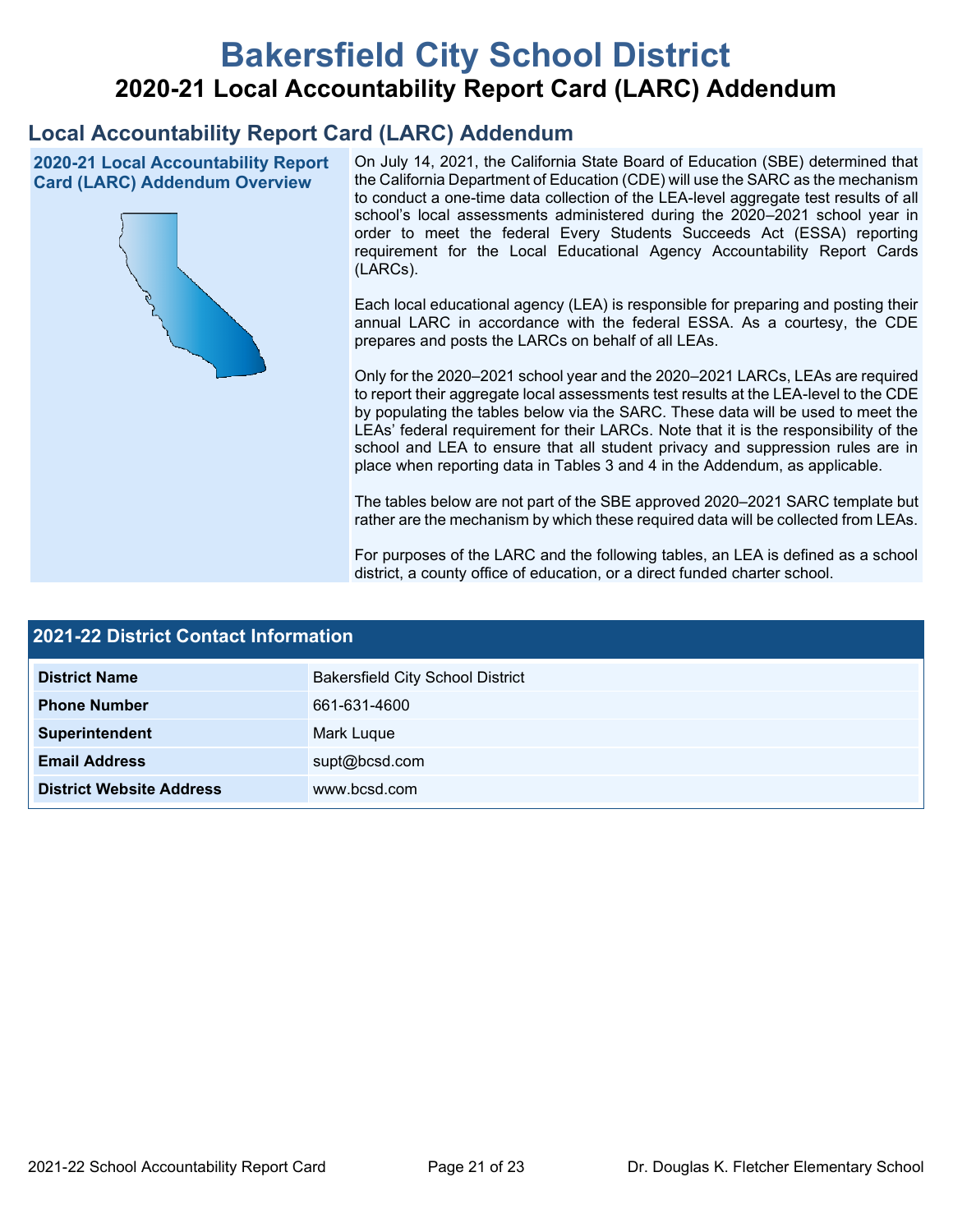# Bakersfield City School District

## 2020-21 Local Accountability Report Card (LARC) Addendum

## Local Accountability Report Card (LARC) Addendum

### 2020-21 Local Accountability Report Card (LARC) Addendum Overview

On July 14, 2021, the California State Board of Education (SBE) determined that the California Department of Education (CDE) will use the SARC as the mechanism to conduct a one-time data collection of the LEA-level aggregate test results of all school's local assessments administered during the 2020–2021 school year in order to meet the federal Every Students Succeeds Act (ESSA) reporting requirement for the Local Educational Agency Accountability Report Cards (LARCs).

Each local educational agency (LEA) is responsible for preparing and posting their annual LARC in accordance with the federal ESSA. As a courtesy, the CDE prepares and posts the LARCs on behalf of all LEAs.

Only for the 2020–2021 school year and the 2020–2021 LARCs, LEAs are required to report their aggregate local assessments test results at the LEA-level to the CDE by populating the tables below via the SARC. These data will be used to meet the LEAs' federal requirement for their LARCs. Note that it is the responsibility of the school and LEA to ensure that all student privacy and suppression rules are in place when reporting data in Tables 3 and 4 in the Addendum, as applicable.

The tables below are not part of the SBE approved 2020–2021 SARC template but rather are the mechanism by which these required data will be collected from LEAs.

For purposes of the LARC and the following tables, an LEA is defined as a school district, a county office of education, or a direct funded charter school.

| 2021-22 District Contact Information | |
|---|---|
| **District Name** | Bakersfield City School District |
| **Phone Number** | 661-631-4600 |
| **Superintendent** | Mark Luque |
| **Email Address** | supt@bcsd.com |
| **District Website Address** | www.bcsd.com |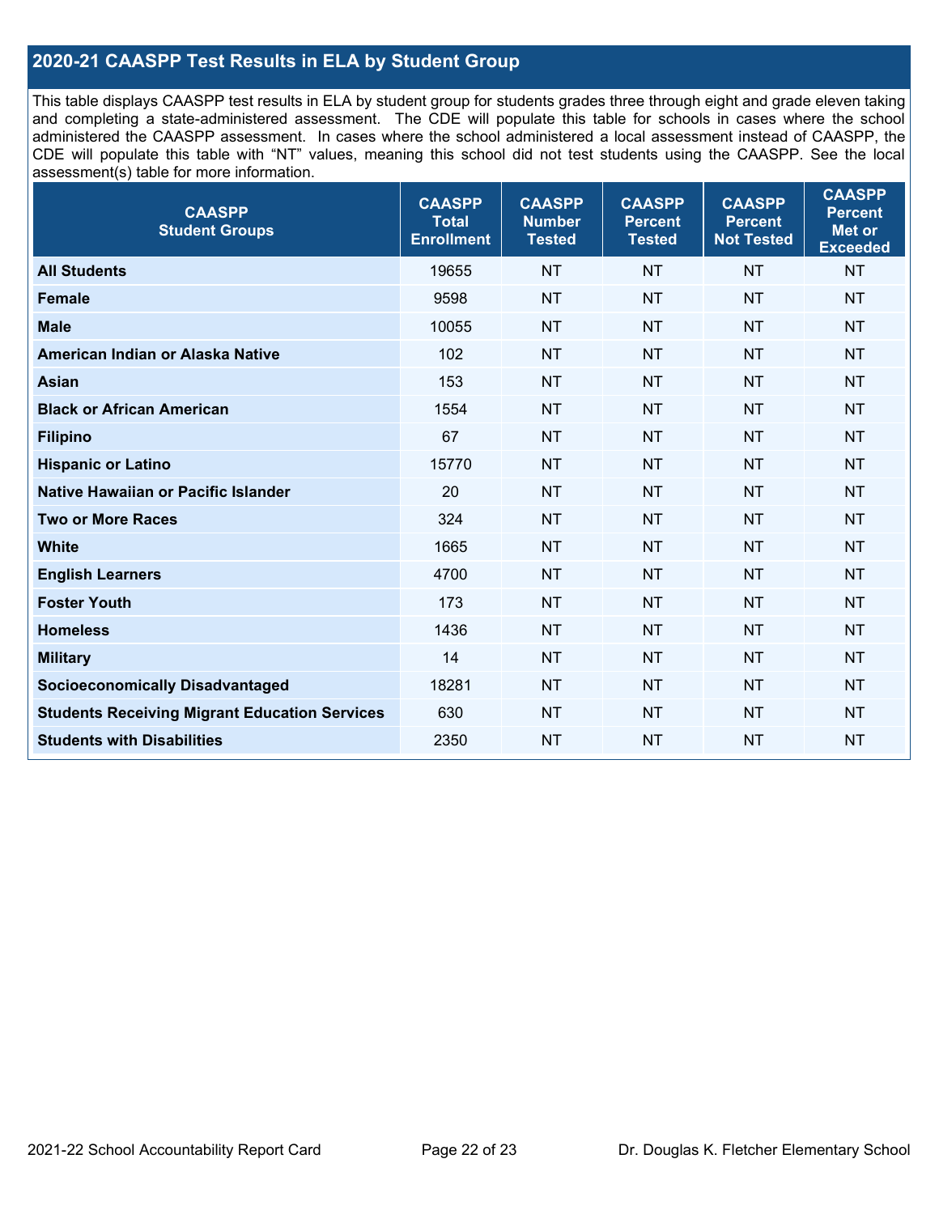## 2020-21 CAASPP Test Results in ELA by Student Group

This table displays CAASPP test results in ELA by student group for students grades three through eight and grade eleven taking and completing a state-administered assessment. The CDE will populate this table for schools in cases where the school administered the CAASPP assessment. In cases where the school administered a local assessment instead of CAASPP, the CDE will populate this table with "NT" values, meaning this school did not test students using the CAASPP. See the local assessment(s) table for more information.

| CAASPP Student Groups | CAASPP Total Enrollment | CAASPP Number Tested | CAASPP Percent Tested | CAASPP Percent Not Tested | CAASPP Percent Met or Exceeded |
|---|---|---|---|---|---|
| **All Students** | 19655 | NT | NT | NT | NT |
| **Female** | 9598 | NT | NT | NT | NT |
| **Male** | 10055 | NT | NT | NT | NT |
| **American Indian or Alaska Native** | 102 | NT | NT | NT | NT |
| **Asian** | 153 | NT | NT | NT | NT |
| **Black or African American** | 1554 | NT | NT | NT | NT |
| **Filipino** | 67 | NT | NT | NT | NT |
| **Hispanic or Latino** | 15770 | NT | NT | NT | NT |
| **Native Hawaiian or Pacific Islander** | 20 | NT | NT | NT | NT |
| **Two or More Races** | 324 | NT | NT | NT | NT |
| **White** | 1665 | NT | NT | NT | NT |
| **English Learners** | 4700 | NT | NT | NT | NT |
| **Foster Youth** | 173 | NT | NT | NT | NT |
| **Homeless** | 1436 | NT | NT | NT | NT |
| **Military** | 14 | NT | NT | NT | NT |
| **Socioeconomically Disadvantaged** | 18281 | NT | NT | NT | NT |
| **Students Receiving Migrant Education Services** | 630 | NT | NT | NT | NT |
| **Students with Disabilities** | 2350 | NT | NT | NT | NT |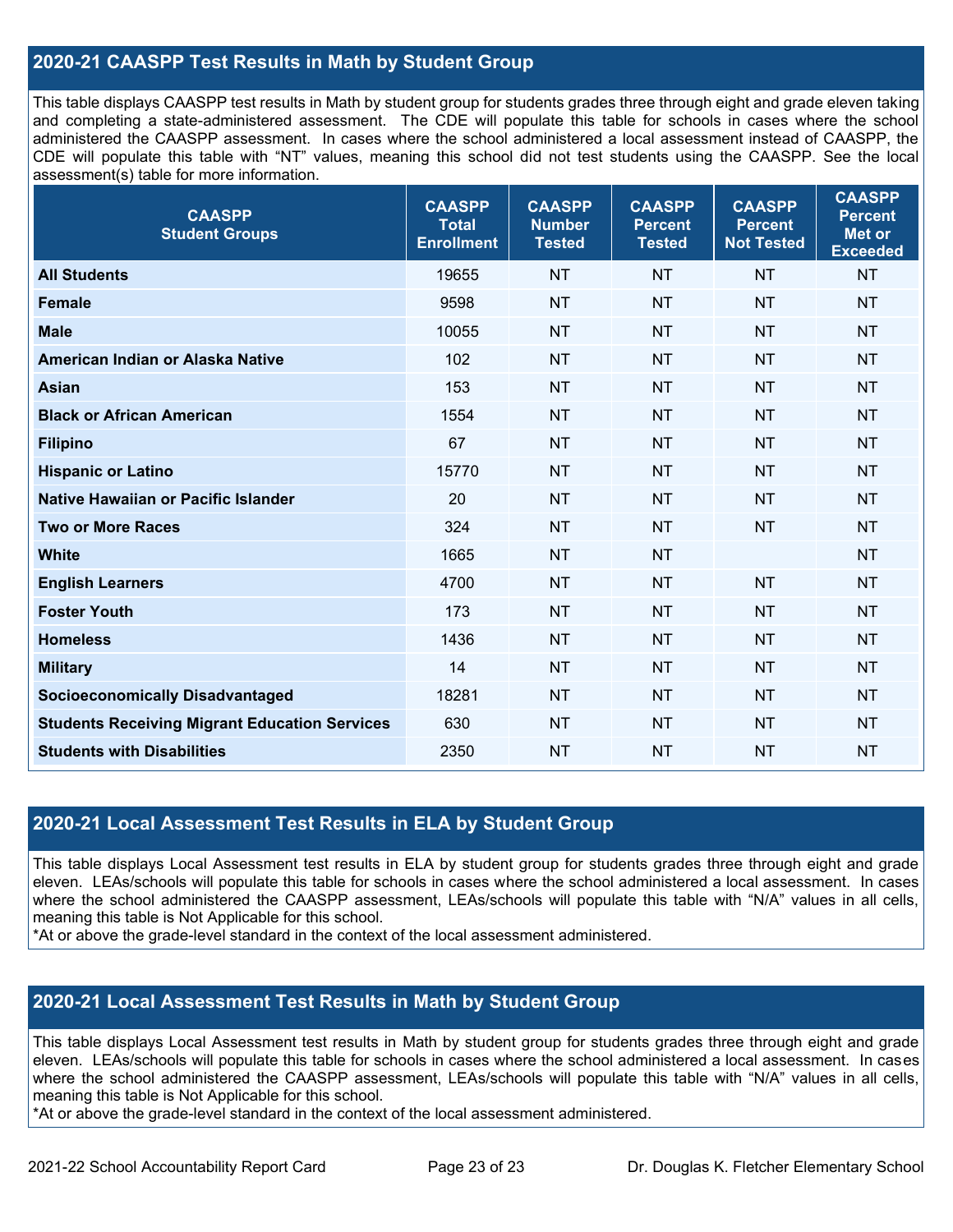## 2020-21 CAASPP Test Results in Math by Student Group

This table displays CAASPP test results in Math by student group for students grades three through eight and grade eleven taking and completing a state-administered assessment. The CDE will populate this table for schools in cases where the school administered the CAASPP assessment. In cases where the school administered a local assessment instead of CAASPP, the CDE will populate this table with "NT" values, meaning this school did not test students using the CAASPP. See the local assessment(s) table for more information.

| CAASPP Student Groups | CAASPP Total Enrollment | CAASPP Number Tested | CAASPP Percent Tested | CAASPP Percent Not Tested | CAASPP Percent Met or Exceeded |
|---|---|---|---|---|---|
| **All Students** | 19655 | NT | NT | NT | NT |
| **Female** | 9598 | NT | NT | NT | NT |
| **Male** | 10055 | NT | NT | NT | NT |
| **American Indian or Alaska Native** | 102 | NT | NT | NT | NT |
| **Asian** | 153 | NT | NT | NT | NT |
| **Black or African American** | 1554 | NT | NT | NT | NT |
| **Filipino** | 67 | NT | NT | NT | NT |
| **Hispanic or Latino** | 15770 | NT | NT | NT | NT |
| **Native Hawaiian or Pacific Islander** | 20 | NT | NT | NT | NT |
| **Two or More Races** | 324 | NT | NT | NT | NT |
| **White** | 1665 | NT | NT | | NT |
| **English Learners** | 4700 | NT | NT | NT | NT |
| **Foster Youth** | 173 | NT | NT | NT | NT |
| **Homeless** | 1436 | NT | NT | NT | NT |
| **Military** | 14 | NT | NT | NT | NT |
| **Socioeconomically Disadvantaged** | 18281 | NT | NT | NT | NT |
| **Students Receiving Migrant Education Services** | 630 | NT | NT | NT | NT |
| **Students with Disabilities** | 2350 | NT | NT | NT | NT |

## 2020-21 Local Assessment Test Results in ELA by Student Group

This table displays Local Assessment test results in ELA by student group for students grades three through eight and grade eleven. LEAs/schools will populate this table for schools in cases where the school administered a local assessment. In cases where the school administered the CAASPP assessment, LEAs/schools will populate this table with "N/A" values in all cells, meaning this table is Not Applicable for this school.

*At or above the grade-level standard in the context of the local assessment administered.

## 2020-21 Local Assessment Test Results in Math by Student Group

This table displays Local Assessment test results in Math by student group for students grades three through eight and grade eleven. LEAs/schools will populate this table for schools in cases where the school administered a local assessment. In cases where the school administered the CAASPP assessment, LEAs/schools will populate this table with "N/A" values in all cells, meaning this table is Not Applicable for this school.

*At or above the grade-level standard in the context of the local assessment administered.